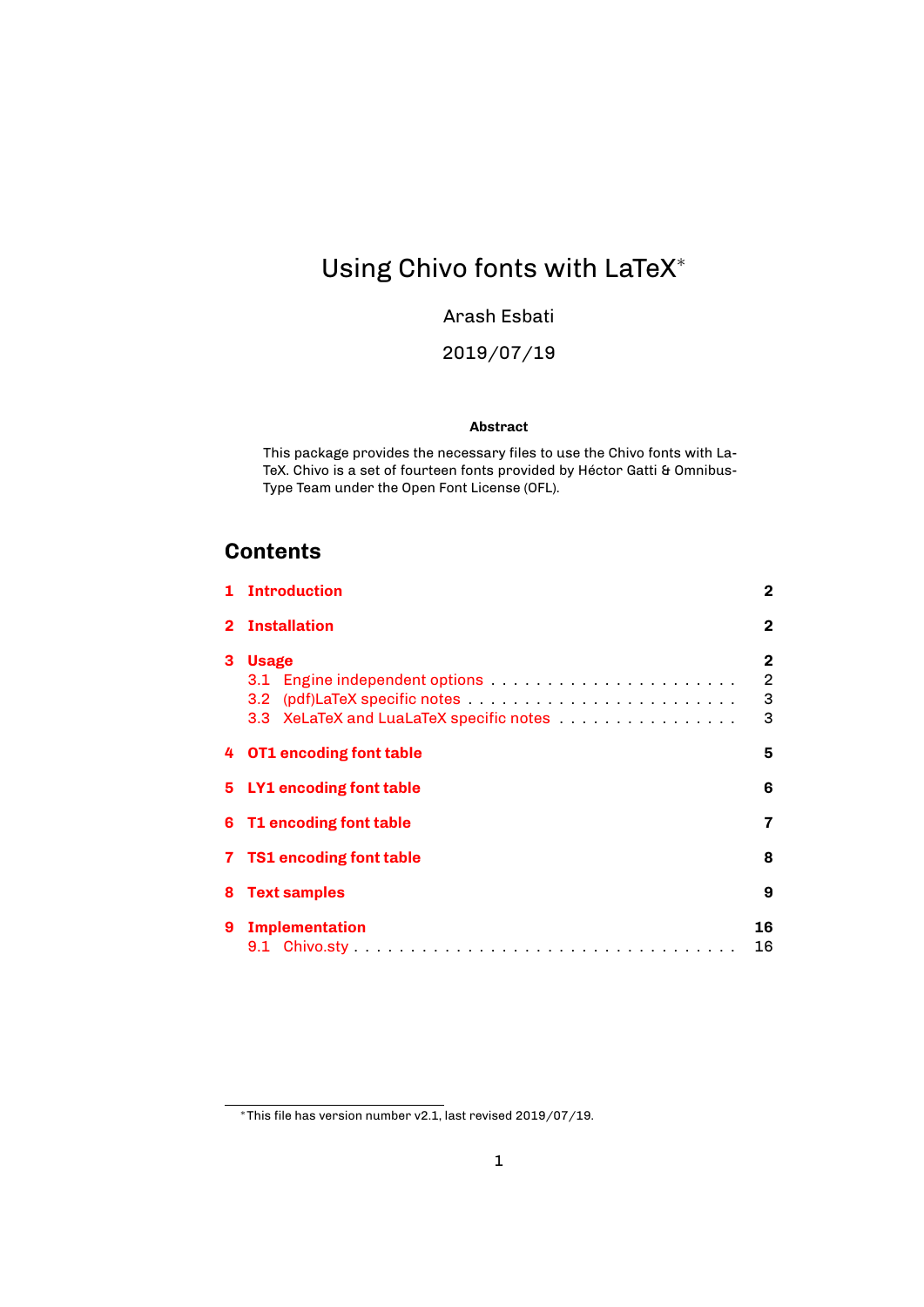# Using Chivo fonts with LaTeX*

Arash Esbati

2019/07/19

**Abstract**

This package provides the necessary files to use the Chivo fonts with LaTeX. Chivo is a set of fourteen fonts provided by Héctor Gatti & Omnibus-Type Team under the Open Font License (OFL).

## Contents

**1 Introduction** — 2

**2 Installation** — 2

**3 Usage** — 2

- 3.1 Engine independent options . . . . . . . . . . . . . . . . . . . . . . 2
- 3.2 (pdf)LaTeX specific notes . . . . . . . . . . . . . . . . . . . . . . . 3
- 3.3 XeLaTeX and LuaLaTeX specific notes . . . . . . . . . . . . . . . . 3

**4 OT1 encoding font table** — 5

**5 LY1 encoding font table** — 6

**6 T1 encoding font table** — 7

**7 TS1 encoding font table** — 8

**8 Text samples** — 9

**9 Implementation** — 16

- 9.1 Chivo.sty . . . . . . . . . . . . . . . . . . . . . . . . . . . . . . . . 16

---

*This file has version number v2.1, last revised 2019/07/19.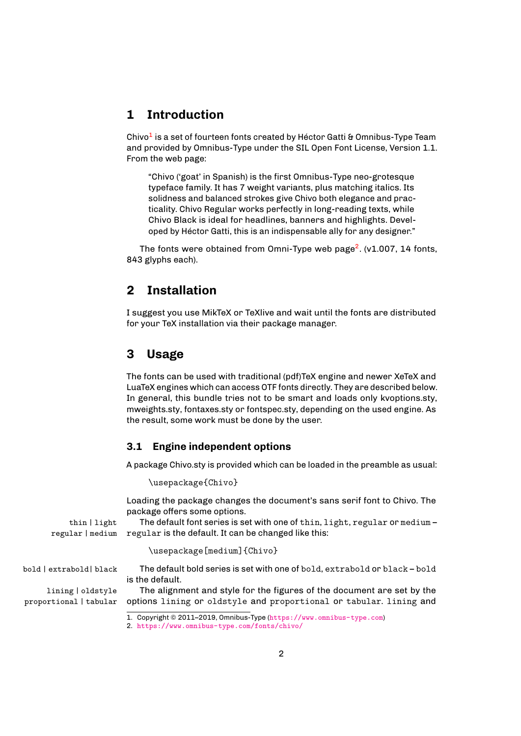# 1 Introduction

Chivo[1] is a set of fourteen fonts created by Héctor Gatti & Omnibus-Type Team and provided by Omnibus-Type under the SIL Open Font License, Version 1.1. From the web page:

> "Chivo ('goat' in Spanish) is the first Omnibus-Type neo-grotesque typeface family. It has 7 weight variants, plus matching italics. Its solidness and balanced strokes give Chivo both elegance and practicality. Chivo Regular works perfectly in long-reading texts, while Chivo Black is ideal for headlines, banners and highlights. Developed by Héctor Gatti, this is an indispensable ally for any designer."

The fonts were obtained from Omni-Type web page[2]. (v1.007, 14 fonts, 843 glyphs each).

# 2 Installation

I suggest you use MikTeX or TeXlive and wait until the fonts are distributed for your TeX installation via their package manager.

# 3 Usage

The fonts can be used with traditional (pdf)TeX engine and newer XeTeX and LuaTeX engines which can access OTF fonts directly. They are described below. In general, this bundle tries not to be smart and loads only kvoptions.sty, mweights.sty, fontaxes.sty or fontspec.sty, depending on the used engine. As the result, some work must be done by the user.

## 3.1 Engine independent options

A package Chivo.sty is provided which can be loaded in the preamble as usual:

```
\usepackage{Chivo}
```

Loading the package changes the document's sans serif font to Chivo. The package offers some options.

`thin | light | regular | medium`

The default font series is set with one of `thin`, `light`, `regular` or `medium` – `regular` is the default. It can be changed like this:

```
\usepackage[medium]{Chivo}
```

`bold | extrabold | black`

The default bold series is set with one of `bold`, `extrabold` or `black` – `bold` is the default.

`lining | oldstyle proportional | tabular`

The alignment and style for the figures of the document are set by the options `lining` or `oldstyle` and `proportional` or `tabular`. `lining` and

---

1. Copyright © 2011–2019, Omnibus-Type (https://www.omnibus-type.com)
2. https://www.omnibus-type.com/fonts/chivo/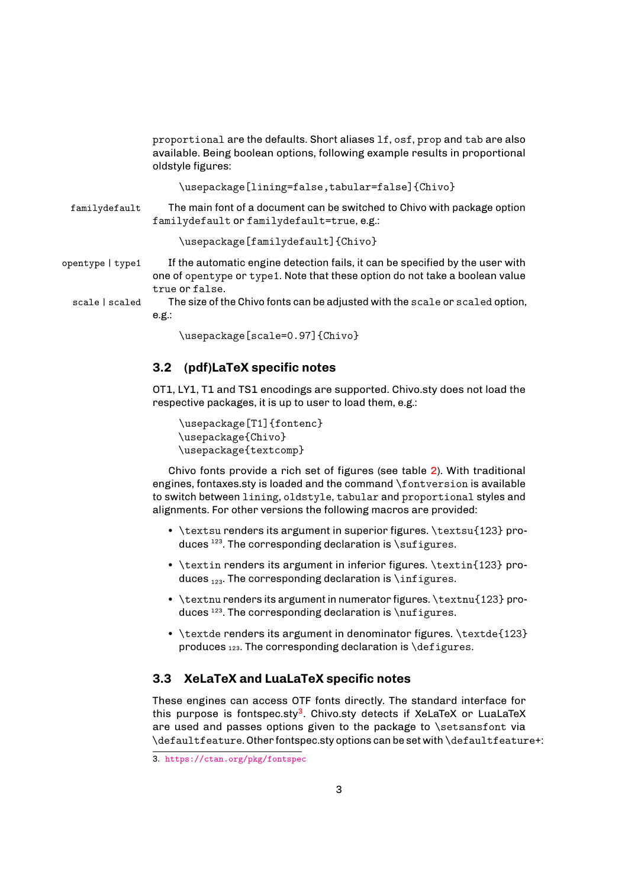`proportional` are the defaults. Short aliases `lf`, `osf`, `prop` and `tab` are also available. Being boolean options, following example results in proportional oldstyle figures:

```
\usepackage[lining=false,tabular=false]{Chivo}
```

`familydefault` The main font of a document can be switched to Chivo with package option `familydefault` or `familydefault=true`, e.g.:

```
\usepackage[familydefault]{Chivo}
```

`opentype | type1` If the automatic engine detection fails, it can be specified by the user with one of `opentype` or `type1`. Note that these option do not take a boolean value `true` or `false`.

`scale | scaled` The size of the Chivo fonts can be adjusted with the `scale` or `scaled` option, e.g.:

```
\usepackage[scale=0.97]{Chivo}
```

### 3.2 (pdf)LaTeX specific notes

OT1, LY1, T1 and TS1 encodings are supported. Chivo.sty does not load the respective packages, it is up to user to load them, e.g.:

```
\usepackage[T1]{fontenc}
\usepackage{Chivo}
\usepackage{textcomp}
```

Chivo fonts provide a rich set of figures (see table 2). With traditional engines, fontaxes.sty is loaded and the command `\fontversion` is available to switch between `lining`, `oldstyle`, `tabular` and `proportional` styles and alignments. For other versions the following macros are provided:

- `\textsu` renders its argument in superior figures. `\textsu{123}` produces $^{123}$. The corresponding declaration is `\sufigures`.
- `\textin` renders its argument in inferior figures. `\textin{123}` produces $_{123}$. The corresponding declaration is `\infigures`.
- `\textnu` renders its argument in numerator figures. `\textnu{123}` produces $^{123}$. The corresponding declaration is `\nufigures`.
- `\textde` renders its argument in denominator figures. `\textde{123}` produces $_{123}$. The corresponding declaration is `\defigures`.

### 3.3 XeLaTeX and LuaLaTeX specific notes

These engines can access OTF fonts directly. The standard interface for this purpose is fontspec.sty[3]. Chivo.sty detects if XeLaTeX or LuaLaTeX are used and passes options given to the package to `\setsansfont` via `\defaultfeature`. Other fontspec.sty options can be set with `\defaultfeature+`:

3. https://ctan.org/pkg/fontspec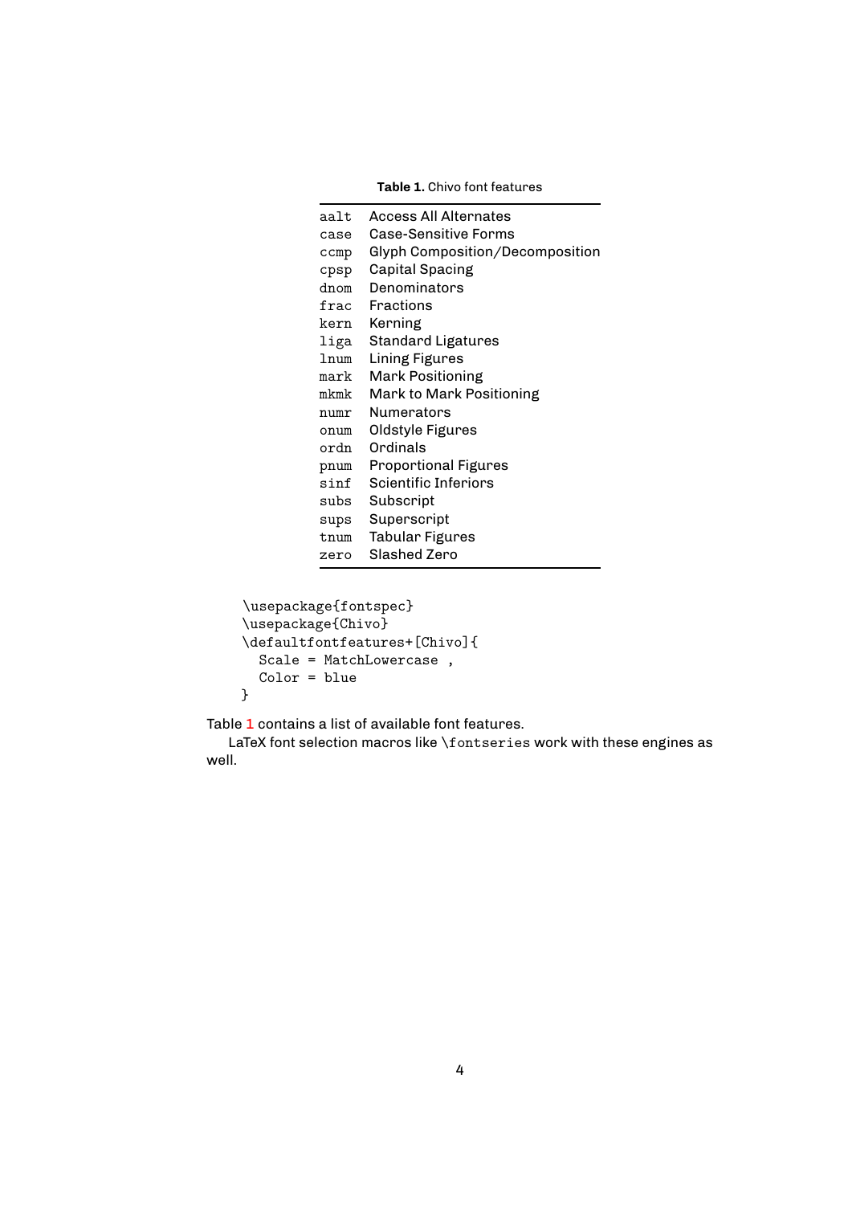**Table 1.** Chivo font features

| | |
|---|---|
| `aalt` | Access All Alternates |
| `case` | Case-Sensitive Forms |
| `ccmp` | Glyph Composition/Decomposition |
| `cpsp` | Capital Spacing |
| `dnom` | Denominators |
| `frac` | Fractions |
| `kern` | Kerning |
| `liga` | Standard Ligatures |
| `lnum` | Lining Figures |
| `mark` | Mark Positioning |
| `mkmk` | Mark to Mark Positioning |
| `numr` | Numerators |
| `onum` | Oldstyle Figures |
| `ordn` | Ordinals |
| `pnum` | Proportional Figures |
| `sinf` | Scientific Inferiors |
| `subs` | Subscript |
| `sups` | Superscript |
| `tnum` | Tabular Figures |
| `zero` | Slashed Zero |

```
\usepackage{fontspec}
\usepackage{Chivo}
\defaultfontfeatures+[Chivo]{
  Scale = MatchLowercase ,
  Color = blue
}
```

Table 1 contains a list of available font features.

LaTeX font selection macros like `\fontseries` work with these engines as well.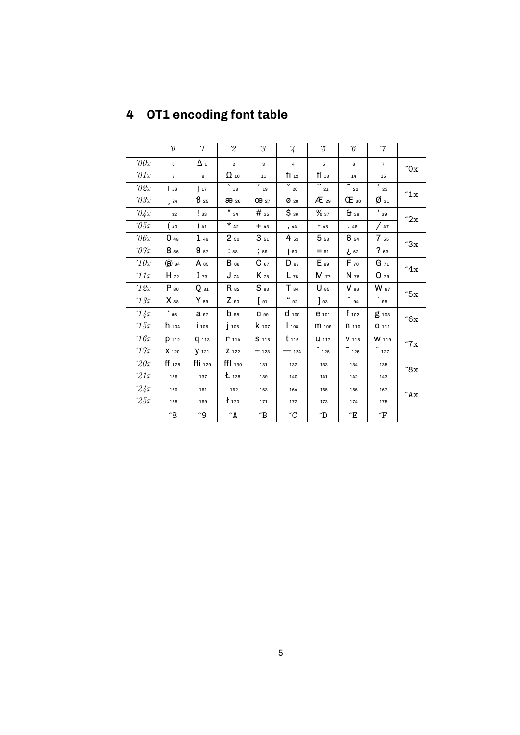## 4 OT1 encoding font table

| | ´0 | ´1 | ´2 | ´3 | ´4 | ´5 | ´6 | ´7 | |
|---|---|---|---|---|---|---|---|---|---|
| ´00x | 0 | Δ 1 | 2 | 3 | 4 | 5 | 6 | 7 | ˝0x |
| ´01x | 8 | 9 | Ω 10 | 11 | fi 12 | fl 13 | 14 | 15 | |
| ´02x | ı 16 | ȷ 17 | ` 18 | ´ 19 | ˇ 20 | ˘ 21 | ¯ 22 | ˚ 23 | ˝1x |
| ´03x | ¸ 24 | ß 25 | æ 26 | œ 27 | ø 28 | Æ 29 | Œ 30 | Ø 31 | |
| ´04x | 32 | ! 33 | ” 34 | # 35 | $ 36 | % 37 | & 38 | ’ 39 | ˝2x |
| ´05x | ( 40 | ) 41 | * 42 | + 43 | , 44 | - 45 | . 46 | / 47 | |
| ´06x | 0 48 | 1 49 | 2 50 | 3 51 | 4 52 | 5 53 | 6 54 | 7 55 | ˝3x |
| ´07x | 8 56 | 9 57 | : 58 | ; 59 | ¡ 60 | = 61 | ¿ 62 | ? 63 | |
| ´10x | @ 64 | A 65 | B 66 | C 67 | D 68 | E 69 | F 70 | G 71 | ˝4x |
| ´11x | H 72 | I 73 | J 74 | K 75 | L 76 | M 77 | N 78 | O 79 | |
| ´12x | P 80 | Q 81 | R 82 | S 83 | T 84 | U 85 | V 86 | W 87 | ˝5x |
| ´13x | X 88 | Y 89 | Z 90 | [ 91 | “ 92 | ] 93 | ˆ 94 | ˙ 95 | |
| ´14x | ‘ 96 | a 97 | b 98 | c 99 | d 100 | e 101 | f 102 | g 103 | ˝6x |
| ´15x | h 104 | i 105 | j 106 | k 107 | l 108 | m 109 | n 110 | o 111 | |
| ´16x | p 112 | q 113 | r 114 | s 115 | t 116 | u 117 | v 118 | w 119 | ˝7x |
| ´17x | x 120 | y 121 | z 122 | – 123 | — 124 | ˝ 125 | ˜ 126 | ¨ 127 | |
| ´20x | ff 128 | ffi 129 | ffl 130 | 131 | 132 | 133 | 134 | 135 | ˝8x |
| ´21x | 136 | 137 | Ł 138 | 139 | 140 | 141 | 142 | 143 | |
| ´24x | 160 | 161 | 162 | 163 | 164 | 165 | 166 | 167 | ˝Ax |
| ´25x | 168 | 169 | ł 170 | 171 | 172 | 173 | 174 | 175 | |
| | ˝8 | ˝9 | ˝A | ˝B | ˝C | ˝D | ˝E | ˝F | |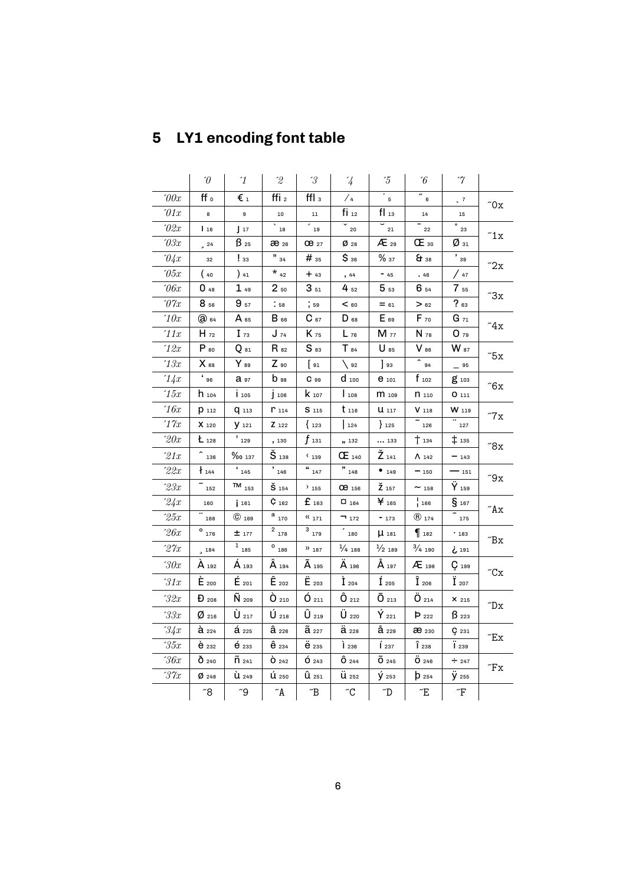# 5 LY1 encoding font table

| | ´0 | ´1 | ´2 | ´3 | ´4 | ´5 | ´6 | ´7 | |
|---|---|---|---|---|---|---|---|---|---|
| ´00x | ff 0 | € 1 | ffi 2 | ffl 3 | ⁄ 4 | ˙ 5 | ˝ 6 | ˛ 7 | ˝0x |
| ´01x | 8 | 9 | 10 | 11 | fi 12 | fl 13 | 14 | 15 | |
| ´02x | ı 16 | ȷ 17 | ` 18 | ´ 19 | ˇ 20 | ˘ 21 | ¯ 22 | ˚ 23 | ˝1x |
| ´03x | ¸ 24 | ß 25 | æ 26 | œ 27 | ø 28 | Æ 29 | Œ 30 | Ø 31 | |
| ´04x | 32 | ! 33 | " 34 | # 35 | $ 36 | % 37 | & 38 | ' 39 | ˝2x |
| ´05x | ( 40 | ) 41 | * 42 | + 43 | , 44 | - 45 | . 46 | / 47 | |
| ´06x | 0 48 | 1 49 | 2 50 | 3 51 | 4 52 | 5 53 | 6 54 | 7 55 | ˝3x |
| ´07x | 8 56 | 9 57 | : 58 | ; 59 | < 60 | = 61 | > 62 | ? 63 | |
| ´10x | @ 64 | A 65 | B 66 | C 67 | D 68 | E 69 | F 70 | G 71 | ˝4x |
| ´11x | H 72 | I 73 | J 74 | K 75 | L 76 | M 77 | N 78 | O 79 | |
| ´12x | P 80 | Q 81 | R 82 | S 83 | T 84 | U 85 | V 86 | W 87 | ˝5x |
| ´13x | X 88 | Y 89 | Z 90 | [ 91 | \ 92 | ] 93 | ˆ 94 | _ 95 | |
| ´14x | ' 96 | a 97 | b 98 | c 99 | d 100 | e 101 | f 102 | g 103 | ˝6x |
| ´15x | h 104 | i 105 | j 106 | k 107 | l 108 | m 109 | n 110 | o 111 | |
| ´16x | p 112 | q 113 | r 114 | s 115 | t 116 | u 117 | v 118 | w 119 | ˝7x |
| ´17x | x 120 | y 121 | z 122 | { 123 | \| 124 | } 125 | ˜ 126 | ¨ 127 | |
| ´20x | Ł 128 | ' 129 | ‚ 130 | ƒ 131 | „ 132 | … 133 | † 134 | ‡ 135 | ˝8x |
| ´21x | ˆ 136 | ‰ 137 | Š 138 | ‹ 139 | Œ 140 | Ž 141 | ^ 142 | − 143 | |
| ´22x | ł 144 | ' 145 | ' 146 | " 147 | " 148 | • 149 | – 150 | — 151 | ˝9x |
| ´23x | ˜ 152 | ™ 153 | š 154 | › 155 | œ 156 | ž 157 | ~ 158 | Ÿ 159 | |
| ´24x | 160 | ¡ 161 | ¢ 162 | £ 163 | ¤ 164 | ¥ 165 | ¦ 166 | § 167 | ˝Ax |
| ´25x | ¨ 168 | © 169 | ª 170 | « 171 | ¬ 172 | - 173 | ® 174 | ¯ 175 | |
| ´26x | ° 176 | ± 177 | ² 178 | ³ 179 | ´ 180 | µ 181 | ¶ 182 | · 183 | ˝Bx |
| ´27x | ¸ 184 | ¹ 185 | º 186 | » 187 | ¼ 188 | ½ 189 | ¾ 190 | ¿ 191 | |
| ´30x | À 192 | Á 193 | Â 194 | Ã 195 | Ä 196 | Å 197 | Æ 198 | Ç 199 | ˝Cx |
| ´31x | È 200 | É 201 | Ê 202 | Ë 203 | Ì 204 | Í 205 | Î 206 | Ï 207 | |
| ´32x | Ð 208 | Ñ 209 | Ò 210 | Ó 211 | Ô 212 | Õ 213 | Ö 214 | × 215 | ˝Dx |
| ´33x | Ø 216 | Ù 217 | Ú 218 | Û 219 | Ü 220 | Ý 221 | Þ 222 | ß 223 | |
| ´34x | à 224 | á 225 | â 226 | ã 227 | ä 228 | å 229 | æ 230 | ç 231 | ˝Ex |
| ´35x | è 232 | é 233 | ê 234 | ë 235 | ì 236 | í 237 | î 238 | ï 239 | |
| ´36x | ð 240 | ñ 241 | ò 242 | ó 243 | ô 244 | õ 245 | ö 246 | ÷ 247 | ˝Fx |
| ´37x | ø 248 | ù 249 | ú 250 | û 251 | ü 252 | ý 253 | þ 254 | ÿ 255 | |
| | ˝8 | ˝9 | ˝A | ˝B | ˝C | ˝D | ˝E | ˝F | |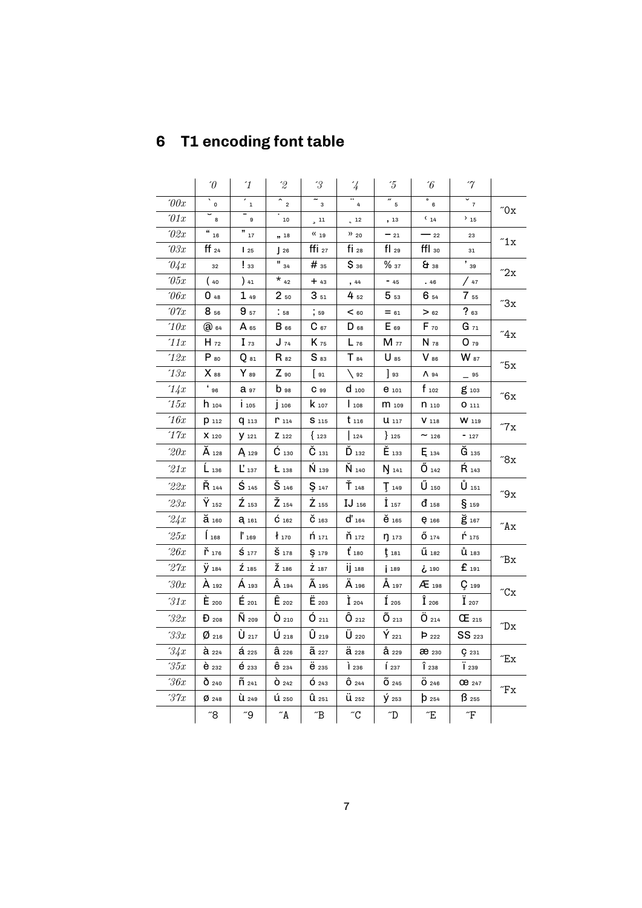# 6 T1 encoding font table

| | ´0 | ´1 | ´2 | ´3 | ´4 | ´5 | ´6 | ´7 | |
|---|---|---|---|---|---|---|---|---|---|
| ´00x | ` 0 | ´ 1 | ˆ 2 | ˜ 3 | ¨ 4 | ˝ 5 | ˚ 6 | ˇ 7 | ˝0x |
| ´01x | ˘ 8 | ¯ 9 | ˙ 10 | ¸ 11 | ˛ 12 | ‚ 13 | ‹ 14 | › 15 | |
| ´02x | “ 16 | ” 17 | „ 18 | « 19 | » 20 | – 21 | — 22 | 23 | ˝1x |
| ´03x | ff 24 | ı 25 | ȷ 26 | ffi 27 | fi 28 | fl 29 | ffl 30 | 31 | |
| ´04x | 32 | ! 33 | " 34 | # 35 | $ 36 | % 37 | & 38 | ’ 39 | ˝2x |
| ´05x | ( 40 | ) 41 | * 42 | + 43 | , 44 | - 45 | . 46 | / 47 | |
| ´06x | 0 48 | 1 49 | 2 50 | 3 51 | 4 52 | 5 53 | 6 54 | 7 55 | ˝3x |
| ´07x | 8 56 | 9 57 | : 58 | ; 59 | < 60 | = 61 | > 62 | ? 63 | |
| ´10x | @ 64 | A 65 | B 66 | C 67 | D 68 | E 69 | F 70 | G 71 | ˝4x |
| ´11x | H 72 | I 73 | J 74 | K 75 | L 76 | M 77 | N 78 | O 79 | |
| ´12x | P 80 | Q 81 | R 82 | S 83 | T 84 | U 85 | V 86 | W 87 | ˝5x |
| ´13x | X 88 | Y 89 | Z 90 | [ 91 | \ 92 | ] 93 | ^ 94 | _ 95 | |
| ´14x | ‘ 96 | a 97 | b 98 | c 99 | d 100 | e 101 | f 102 | g 103 | ˝6x |
| ´15x | h 104 | i 105 | j 106 | k 107 | l 108 | m 109 | n 110 | o 111 | |
| ´16x | p 112 | q 113 | r 114 | s 115 | t 116 | u 117 | v 118 | w 119 | ˝7x |
| ´17x | x 120 | y 121 | z 122 | { 123 | \| 124 | } 125 | ~ 126 | - 127 | |
| ´20x | Ă 128 | Ą 129 | Ć 130 | Č 131 | Ď 132 | Ě 133 | Ę 134 | Ğ 135 | ˝8x |
| ´21x | Ĺ 136 | Ľ 137 | Ł 138 | Ń 139 | Ň 140 | Ŋ 141 | Ő 142 | Ŕ 143 | |
| ´22x | Ř 144 | Ś 145 | Š 146 | Ş 147 | Ť 148 | Ţ 149 | Ű 150 | Ů 151 | ˝9x |
| ´23x | Ÿ 152 | Ź 153 | Ž 154 | Ż 155 | IJ 156 | İ 157 | đ 158 | § 159 | |
| ´24x | ă 160 | ą 161 | ć 162 | č 163 | ď 164 | ě 165 | ę 166 | ğ 167 | ˝Ax |
| ´25x | ĺ 168 | ľ 169 | ł 170 | ń 171 | ň 172 | ŋ 173 | ő 174 | ŕ 175 | |
| ´26x | ř 176 | ś 177 | š 178 | ş 179 | ť 180 | ţ 181 | ű 182 | ů 183 | ˝Bx |
| ´27x | ÿ 184 | ź 185 | ž 186 | ż 187 | ij 188 | ¡ 189 | ¿ 190 | £ 191 | |
| ´30x | À 192 | Á 193 | Â 194 | Ã 195 | Ä 196 | Å 197 | Æ 198 | Ç 199 | ˝Cx |
| ´31x | È 200 | É 201 | Ê 202 | Ë 203 | Ì 204 | Í 205 | Î 206 | Ï 207 | |
| ´32x | Ð 208 | Ñ 209 | Ò 210 | Ó 211 | Ô 212 | Õ 213 | Ö 214 | Œ 215 | ˝Dx |
| ´33x | Ø 216 | Ù 217 | Ú 218 | Û 219 | Ü 220 | Ý 221 | Þ 222 | SS 223 | |
| ´34x | à 224 | á 225 | â 226 | ã 227 | ä 228 | å 229 | æ 230 | ç 231 | ˝Ex |
| ´35x | è 232 | é 233 | ê 234 | ë 235 | ì 236 | í 237 | î 238 | ï 239 | |
| ´36x | ð 240 | ñ 241 | ò 242 | ó 243 | ô 244 | õ 245 | ö 246 | œ 247 | ˝Fx |
| ´37x | ø 248 | ù 249 | ú 250 | û 251 | ü 252 | ý 253 | þ 254 | ß 255 | |
| | ˝8 | ˝9 | ˝A | ˝B | ˝C | ˝D | ˝E | ˝F | |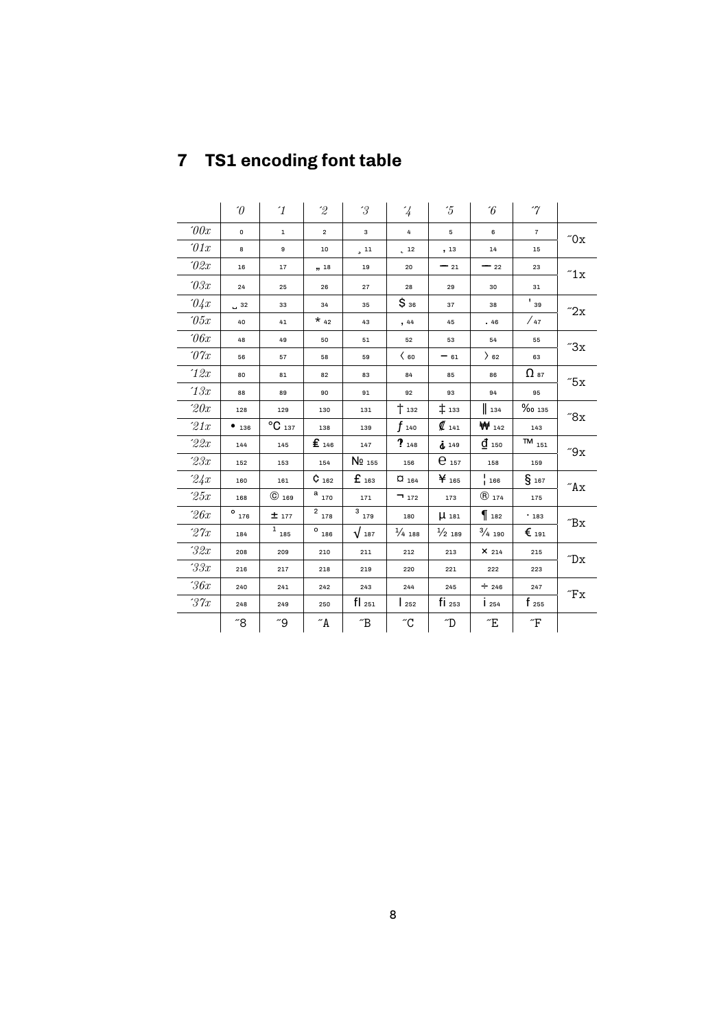# 7 TS1 encoding font table

| | ´0 | ´1 | ´2 | ´3 | ´4 | ´5 | ´6 | ´7 | |
|---|---|---|---|---|---|---|---|---|---|
| ´00x | 0 | 1 | 2 | 3 | 4 | 5 | 6 | 7 | ˝0x |
| ´01x | 8 | 9 | 10 | ̦ 11 | ̨ 12 | ̕ 13 | 14 | 15 | |
| ´02x | 16 | 17 | „ 18 | 19 | 20 | — 21 | — 22 | 23 | ˝1x |
| ´03x | 24 | 25 | 26 | 27 | 28 | 29 | 30 | 31 | |
| ´04x | ␣ 32 | 33 | 34 | 35 | $ 36 | 37 | 38 | ' 39 | ˝2x |
| ´05x | 40 | 41 | * 42 | 43 | , 44 | 45 | . 46 | ⁄ 47 | |
| ´06x | 48 | 49 | 50 | 51 | 52 | 53 | 54 | 55 | ˝3x |
| ´07x | 56 | 57 | 58 | 59 | 〈 60 | − 61 | 〉 62 | 63 | |
| ´12x | 80 | 81 | 82 | 83 | 84 | 85 | 86 | Ω 87 | ˝5x |
| ´13x | 88 | 89 | 90 | 91 | 92 | 93 | 94 | 95 | |
| ´20x | 128 | 129 | 130 | 131 | † 132 | ‡ 133 | ‖ 134 | ‰ 135 | ˝8x |
| ´21x | • 136 | °C 137 | 138 | 139 | ƒ 140 | ₡ 141 | ₩ 142 | 143 | |
| ´22x | 144 | 145 | ₤ 146 | 147 | ‽ 148 | ⸘ 149 | ₫ 150 | ™ 151 | ˝9x |
| ´23x | 152 | 153 | 154 | № 155 | 156 | ℮ 157 | 158 | 159 | |
| ´24x | 160 | 161 | ¢ 162 | £ 163 | ¤ 164 | ¥ 165 | ¦ 166 | § 167 | ˝Ax |
| ´25x | 168 | © 169 | ª 170 | 171 | ¬ 172 | 173 | ® 174 | 175 | |
| ´26x | ° 176 | ± 177 | ² 178 | ³ 179 | 180 | µ 181 | ¶ 182 | · 183 | ˝Bx |
| ´27x | 184 | ¹ 185 | º 186 | √ 187 | ¼ 188 | ½ 189 | ¾ 190 | € 191 | |
| ´32x | 208 | 209 | 210 | 211 | 212 | 213 | × 214 | 215 | ˝Dx |
| ´33x | 216 | 217 | 218 | 219 | 220 | 221 | 222 | 223 | |
| ´36x | 240 | 241 | 242 | 243 | 244 | 245 | ÷ 246 | 247 | ˝Fx |
| ´37x | 248 | 249 | 250 | ﬂ 251 | l 252 | ﬁ 253 | ı 254 | f 255 | |
| | ˝8 | ˝9 | ˝A | ˝B | ˝C | ˝D | ˝E | ˝F | |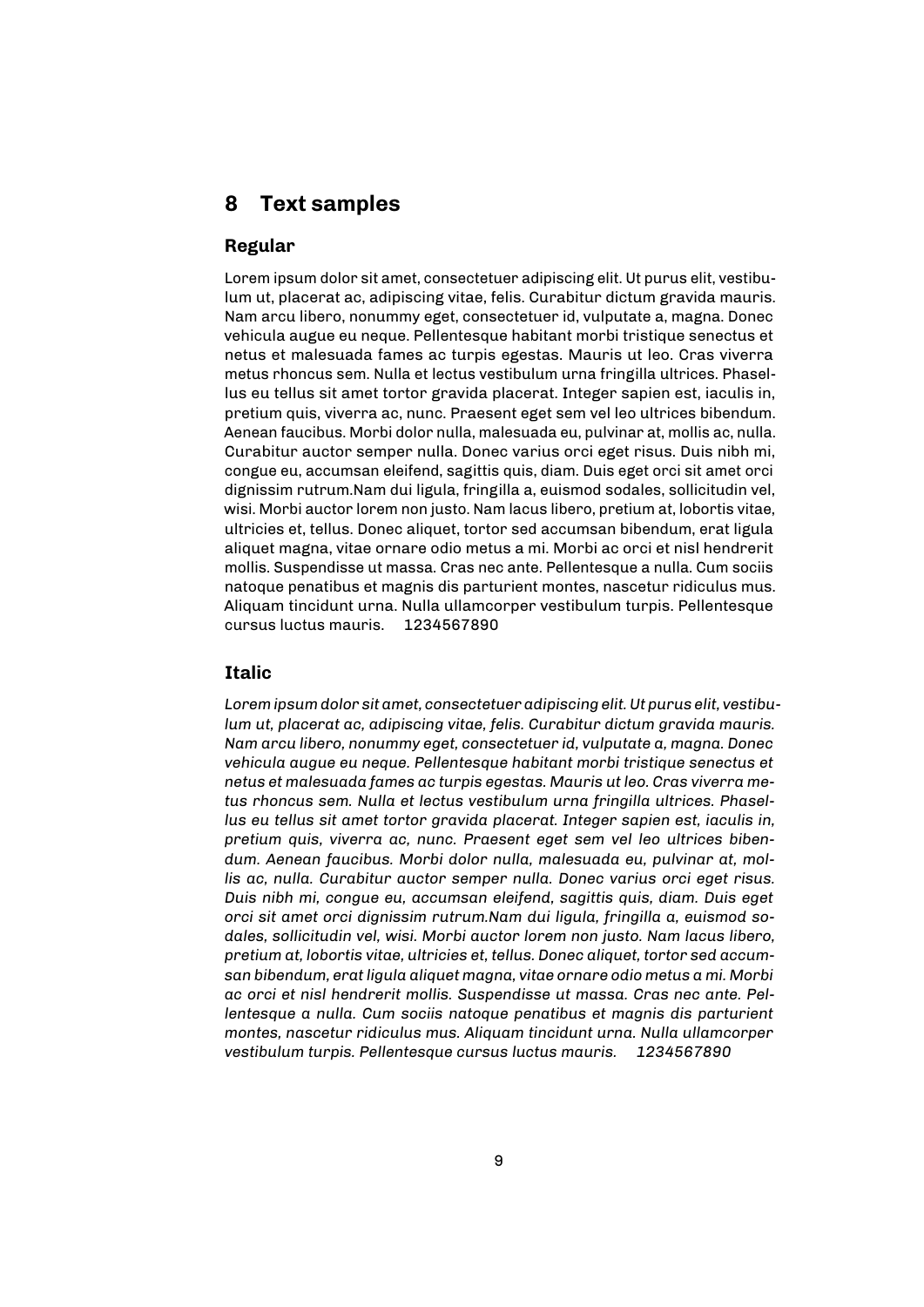## 8 Text samples

### Regular

Lorem ipsum dolor sit amet, consectetuer adipiscing elit. Ut purus elit, vestibulum ut, placerat ac, adipiscing vitae, felis. Curabitur dictum gravida mauris. Nam arcu libero, nonummy eget, consectetuer id, vulputate a, magna. Donec vehicula augue eu neque. Pellentesque habitant morbi tristique senectus et netus et malesuada fames ac turpis egestas. Mauris ut leo. Cras viverra metus rhoncus sem. Nulla et lectus vestibulum urna fringilla ultrices. Phasellus eu tellus sit amet tortor gravida placerat. Integer sapien est, iaculis in, pretium quis, viverra ac, nunc. Praesent eget sem vel leo ultrices bibendum. Aenean faucibus. Morbi dolor nulla, malesuada eu, pulvinar at, mollis ac, nulla. Curabitur auctor semper nulla. Donec varius orci eget risus. Duis nibh mi, congue eu, accumsan eleifend, sagittis quis, diam. Duis eget orci sit amet orci dignissim rutrum.Nam dui ligula, fringilla a, euismod sodales, sollicitudin vel, wisi. Morbi auctor lorem non justo. Nam lacus libero, pretium at, lobortis vitae, ultricies et, tellus. Donec aliquet, tortor sed accumsan bibendum, erat ligula aliquet magna, vitae ornare odio metus a mi. Morbi ac orci et nisl hendrerit mollis. Suspendisse ut massa. Cras nec ante. Pellentesque a nulla. Cum sociis natoque penatibus et magnis dis parturient montes, nascetur ridiculus mus. Aliquam tincidunt urna. Nulla ullamcorper vestibulum turpis. Pellentesque cursus luctus mauris. 1234567890

### Italic

*Lorem ipsum dolor sit amet, consectetuer adipiscing elit. Ut purus elit, vestibulum ut, placerat ac, adipiscing vitae, felis. Curabitur dictum gravida mauris. Nam arcu libero, nonummy eget, consectetuer id, vulputate a, magna. Donec vehicula augue eu neque. Pellentesque habitant morbi tristique senectus et netus et malesuada fames ac turpis egestas. Mauris ut leo. Cras viverra metus rhoncus sem. Nulla et lectus vestibulum urna fringilla ultrices. Phasellus eu tellus sit amet tortor gravida placerat. Integer sapien est, iaculis in, pretium quis, viverra ac, nunc. Praesent eget sem vel leo ultrices bibendum. Aenean faucibus. Morbi dolor nulla, malesuada eu, pulvinar at, mollis ac, nulla. Curabitur auctor semper nulla. Donec varius orci eget risus. Duis nibh mi, congue eu, accumsan eleifend, sagittis quis, diam. Duis eget orci sit amet orci dignissim rutrum.Nam dui ligula, fringilla a, euismod sodales, sollicitudin vel, wisi. Morbi auctor lorem non justo. Nam lacus libero, pretium at, lobortis vitae, ultricies et, tellus. Donec aliquet, tortor sed accumsan bibendum, erat ligula aliquet magna, vitae ornare odio metus a mi. Morbi ac orci et nisl hendrerit mollis. Suspendisse ut massa. Cras nec ante. Pellentesque a nulla. Cum sociis natoque penatibus et magnis dis parturient montes, nascetur ridiculus mus. Aliquam tincidunt urna. Nulla ullamcorper vestibulum turpis. Pellentesque cursus luctus mauris. 1234567890*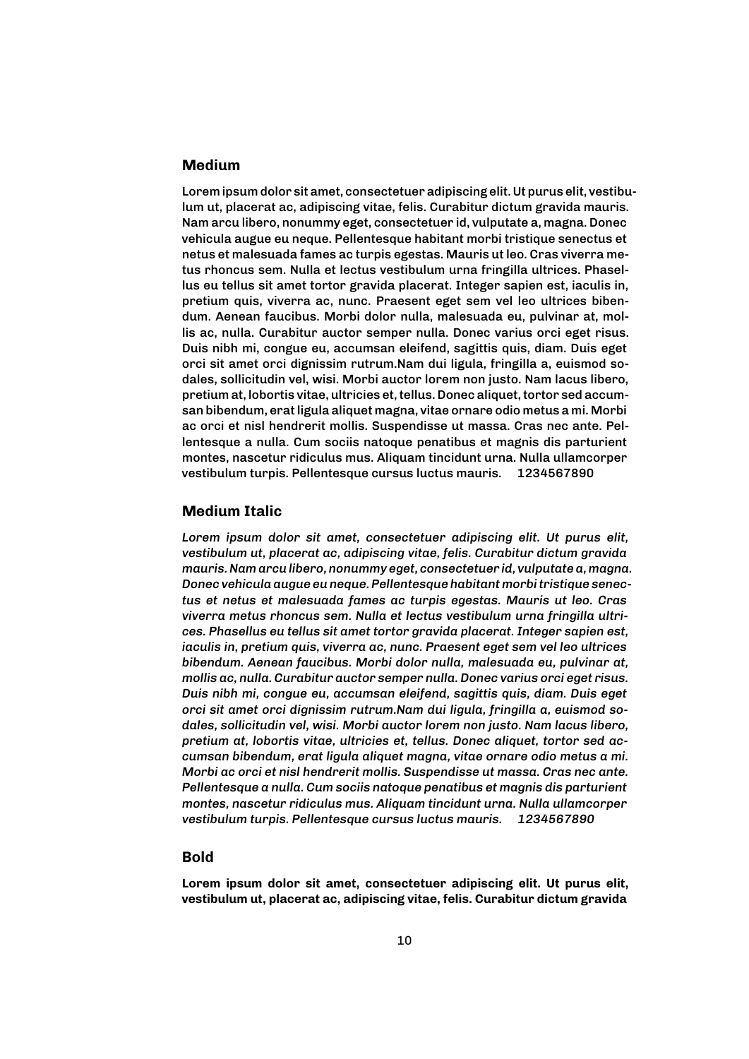## Medium

Lorem ipsum dolor sit amet, consectetuer adipiscing elit. Ut purus elit, vestibulum ut, placerat ac, adipiscing vitae, felis. Curabitur dictum gravida mauris. Nam arcu libero, nonummy eget, consectetuer id, vulputate a, magna. Donec vehicula augue eu neque. Pellentesque habitant morbi tristique senectus et netus et malesuada fames ac turpis egestas. Mauris ut leo. Cras viverra metus rhoncus sem. Nulla et lectus vestibulum urna fringilla ultrices. Phasellus eu tellus sit amet tortor gravida placerat. Integer sapien est, iaculis in, pretium quis, viverra ac, nunc. Praesent eget sem vel leo ultrices bibendum. Aenean faucibus. Morbi dolor nulla, malesuada eu, pulvinar at, mollis ac, nulla. Curabitur auctor semper nulla. Donec varius orci eget risus. Duis nibh mi, congue eu, accumsan eleifend, sagittis quis, diam. Duis eget orci sit amet orci dignissim rutrum.Nam dui ligula, fringilla a, euismod sodales, sollicitudin vel, wisi. Morbi auctor lorem non justo. Nam lacus libero, pretium at, lobortis vitae, ultricies et, tellus. Donec aliquet, tortor sed accumsan bibendum, erat ligula aliquet magna, vitae ornare odio metus a mi. Morbi ac orci et nisl hendrerit mollis. Suspendisse ut massa. Cras nec ante. Pellentesque a nulla. Cum sociis natoque penatibus et magnis dis parturient montes, nascetur ridiculus mus. Aliquam tincidunt urna. Nulla ullamcorper vestibulum turpis. Pellentesque cursus luctus mauris. 1234567890

## Medium Italic

*Lorem ipsum dolor sit amet, consectetuer adipiscing elit. Ut purus elit, vestibulum ut, placerat ac, adipiscing vitae, felis. Curabitur dictum gravida mauris. Nam arcu libero, nonummy eget, consectetuer id, vulputate a, magna. Donec vehicula augue eu neque. Pellentesque habitant morbi tristique senectus et netus et malesuada fames ac turpis egestas. Mauris ut leo. Cras viverra metus rhoncus sem. Nulla et lectus vestibulum urna fringilla ultrices. Phasellus eu tellus sit amet tortor gravida placerat. Integer sapien est, iaculis in, pretium quis, viverra ac, nunc. Praesent eget sem vel leo ultrices bibendum. Aenean faucibus. Morbi dolor nulla, malesuada eu, pulvinar at, mollis ac, nulla. Curabitur auctor semper nulla. Donec varius orci eget risus. Duis nibh mi, congue eu, accumsan eleifend, sagittis quis, diam. Duis eget orci sit amet orci dignissim rutrum.Nam dui ligula, fringilla a, euismod sodales, sollicitudin vel, wisi. Morbi auctor lorem non justo. Nam lacus libero, pretium at, lobortis vitae, ultricies et, tellus. Donec aliquet, tortor sed accumsan bibendum, erat ligula aliquet magna, vitae ornare odio metus a mi. Morbi ac orci et nisl hendrerit mollis. Suspendisse ut massa. Cras nec ante. Pellentesque a nulla. Cum sociis natoque penatibus et magnis dis parturient montes, nascetur ridiculus mus. Aliquam tincidunt urna. Nulla ullamcorper vestibulum turpis. Pellentesque cursus luctus mauris. 1234567890*

## Bold

**Lorem ipsum dolor sit amet, consectetuer adipiscing elit. Ut purus elit, vestibulum ut, placerat ac, adipiscing vitae, felis. Curabitur dictum gravida**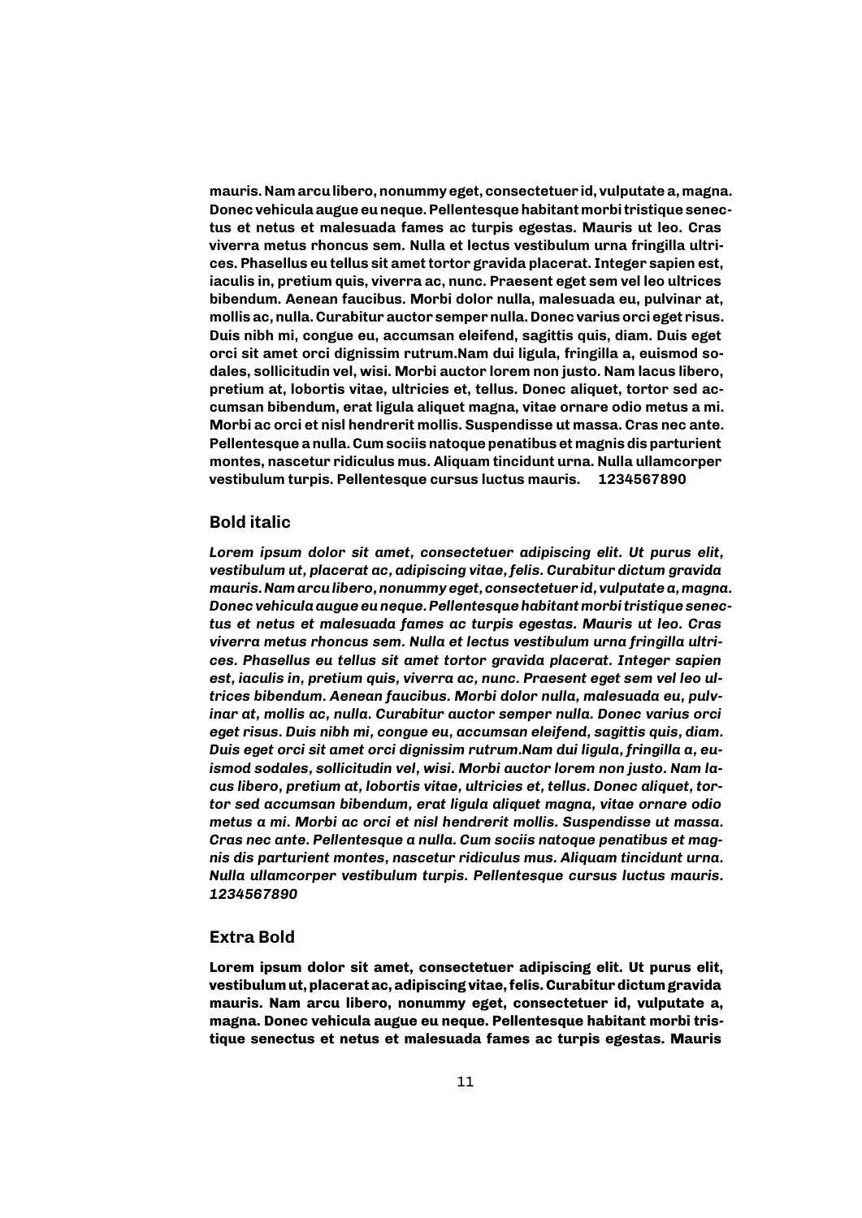**mauris. Nam arcu libero, nonummy eget, consectetuer id, vulputate a, magna. Donec vehicula augue eu neque. Pellentesque habitant morbi tristique senectus et netus et malesuada fames ac turpis egestas. Mauris ut leo. Cras viverra metus rhoncus sem. Nulla et lectus vestibulum urna fringilla ultrices. Phasellus eu tellus sit amet tortor gravida placerat. Integer sapien est, iaculis in, pretium quis, viverra ac, nunc. Praesent eget sem vel leo ultrices bibendum. Aenean faucibus. Morbi dolor nulla, malesuada eu, pulvinar at, mollis ac, nulla. Curabitur auctor semper nulla. Donec varius orci eget risus. Duis nibh mi, congue eu, accumsan eleifend, sagittis quis, diam. Duis eget orci sit amet orci dignissim rutrum.Nam dui ligula, fringilla a, euismod sodales, sollicitudin vel, wisi. Morbi auctor lorem non justo. Nam lacus libero, pretium at, lobortis vitae, ultricies et, tellus. Donec aliquet, tortor sed accumsan bibendum, erat ligula aliquet magna, vitae ornare odio metus a mi. Morbi ac orci et nisl hendrerit mollis. Suspendisse ut massa. Cras nec ante. Pellentesque a nulla. Cum sociis natoque penatibus et magnis dis parturient montes, nascetur ridiculus mus. Aliquam tincidunt urna. Nulla ullamcorper vestibulum turpis. Pellentesque cursus luctus mauris. 1234567890**

## Bold italic

***Lorem ipsum dolor sit amet, consectetuer adipiscing elit. Ut purus elit, vestibulum ut, placerat ac, adipiscing vitae, felis. Curabitur dictum gravida mauris. Nam arcu libero, nonummy eget, consectetuer id, vulputate a, magna. Donec vehicula augue eu neque. Pellentesque habitant morbi tristique senectus et netus et malesuada fames ac turpis egestas. Mauris ut leo. Cras viverra metus rhoncus sem. Nulla et lectus vestibulum urna fringilla ultrices. Phasellus eu tellus sit amet tortor gravida placerat. Integer sapien est, iaculis in, pretium quis, viverra ac, nunc. Praesent eget sem vel leo ultrices bibendum. Aenean faucibus. Morbi dolor nulla, malesuada eu, pulvinar at, mollis ac, nulla. Curabitur auctor semper nulla. Donec varius orci eget risus. Duis nibh mi, congue eu, accumsan eleifend, sagittis quis, diam. Duis eget orci sit amet orci dignissim rutrum.Nam dui ligula, fringilla a, euismod sodales, sollicitudin vel, wisi. Morbi auctor lorem non justo. Nam lacus libero, pretium at, lobortis vitae, ultricies et, tellus. Donec aliquet, tortor sed accumsan bibendum, erat ligula aliquet magna, vitae ornare odio metus a mi. Morbi ac orci et nisl hendrerit mollis. Suspendisse ut massa. Cras nec ante. Pellentesque a nulla. Cum sociis natoque penatibus et magnis dis parturient montes, nascetur ridiculus mus. Aliquam tincidunt urna. Nulla ullamcorper vestibulum turpis. Pellentesque cursus luctus mauris. 1234567890***

## Extra Bold

**Lorem ipsum dolor sit amet, consectetuer adipiscing elit. Ut purus elit, vestibulum ut, placerat ac, adipiscing vitae, felis. Curabitur dictum gravida mauris. Nam arcu libero, nonummy eget, consectetuer id, vulputate a, magna. Donec vehicula augue eu neque. Pellentesque habitant morbi tristique senectus et netus et malesuada fames ac turpis egestas. Mauris**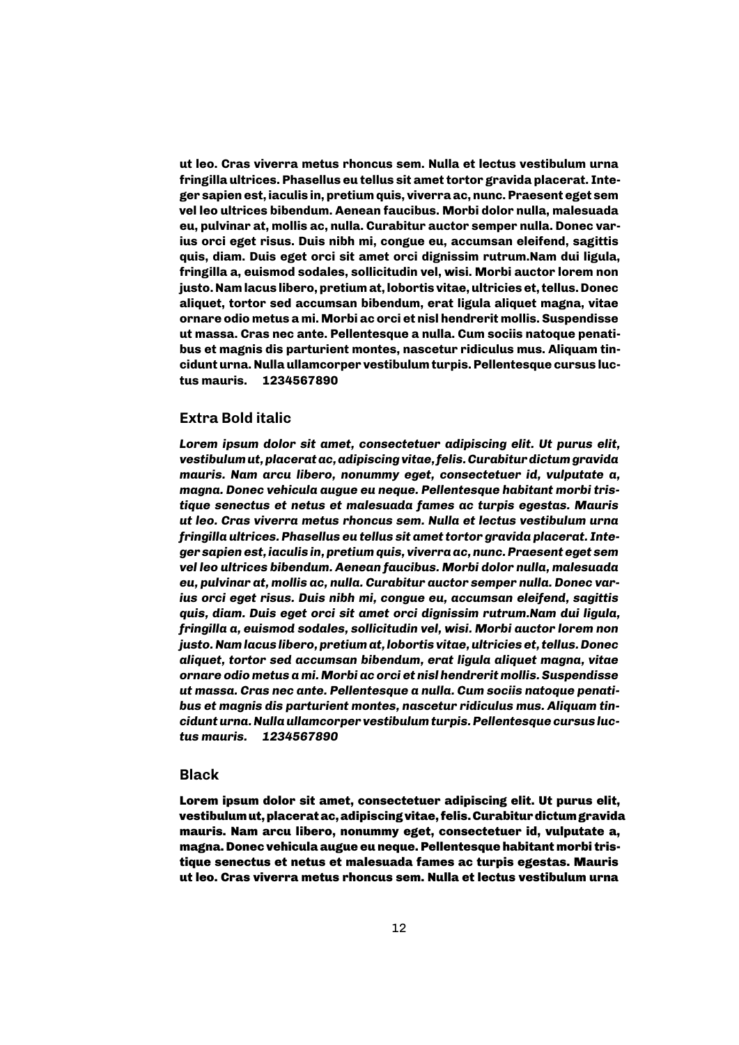**ut leo. Cras viverra metus rhoncus sem. Nulla et lectus vestibulum urna fringilla ultrices. Phasellus eu tellus sit amet tortor gravida placerat. Integer sapien est, iaculis in, pretium quis, viverra ac, nunc. Praesent eget sem vel leo ultrices bibendum. Aenean faucibus. Morbi dolor nulla, malesuada eu, pulvinar at, mollis ac, nulla. Curabitur auctor semper nulla. Donec varius orci eget risus. Duis nibh mi, congue eu, accumsan eleifend, sagittis quis, diam. Duis eget orci sit amet orci dignissim rutrum.Nam dui ligula, fringilla a, euismod sodales, sollicitudin vel, wisi. Morbi auctor lorem non justo. Nam lacus libero, pretium at, lobortis vitae, ultricies et, tellus. Donec aliquet, tortor sed accumsan bibendum, erat ligula aliquet magna, vitae ornare odio metus a mi. Morbi ac orci et nisl hendrerit mollis. Suspendisse ut massa. Cras nec ante. Pellentesque a nulla. Cum sociis natoque penatibus et magnis dis parturient montes, nascetur ridiculus mus. Aliquam tincidunt urna. Nulla ullamcorper vestibulum turpis. Pellentesque cursus luctus mauris. 1234567890**

## Extra Bold italic

***Lorem ipsum dolor sit amet, consectetuer adipiscing elit. Ut purus elit, vestibulum ut, placerat ac, adipiscing vitae, felis. Curabitur dictum gravida mauris. Nam arcu libero, nonummy eget, consectetuer id, vulputate a, magna. Donec vehicula augue eu neque. Pellentesque habitant morbi tristique senectus et netus et malesuada fames ac turpis egestas. Mauris ut leo. Cras viverra metus rhoncus sem. Nulla et lectus vestibulum urna fringilla ultrices. Phasellus eu tellus sit amet tortor gravida placerat. Integer sapien est, iaculis in, pretium quis, viverra ac, nunc. Praesent eget sem vel leo ultrices bibendum. Aenean faucibus. Morbi dolor nulla, malesuada eu, pulvinar at, mollis ac, nulla. Curabitur auctor semper nulla. Donec varius orci eget risus. Duis nibh mi, congue eu, accumsan eleifend, sagittis quis, diam. Duis eget orci sit amet orci dignissim rutrum.Nam dui ligula, fringilla a, euismod sodales, sollicitudin vel, wisi. Morbi auctor lorem non justo. Nam lacus libero, pretium at, lobortis vitae, ultricies et, tellus. Donec aliquet, tortor sed accumsan bibendum, erat ligula aliquet magna, vitae ornare odio metus a mi. Morbi ac orci et nisl hendrerit mollis. Suspendisse ut massa. Cras nec ante. Pellentesque a nulla. Cum sociis natoque penatibus et magnis dis parturient montes, nascetur ridiculus mus. Aliquam tincidunt urna. Nulla ullamcorper vestibulum turpis. Pellentesque cursus luctus mauris. 1234567890***

## Black

**Lorem ipsum dolor sit amet, consectetuer adipiscing elit. Ut purus elit, vestibulum ut, placerat ac, adipiscing vitae, felis. Curabitur dictum gravida mauris. Nam arcu libero, nonummy eget, consectetuer id, vulputate a, magna. Donec vehicula augue eu neque. Pellentesque habitant morbi tristique senectus et netus et malesuada fames ac turpis egestas. Mauris ut leo. Cras viverra metus rhoncus sem. Nulla et lectus vestibulum urna**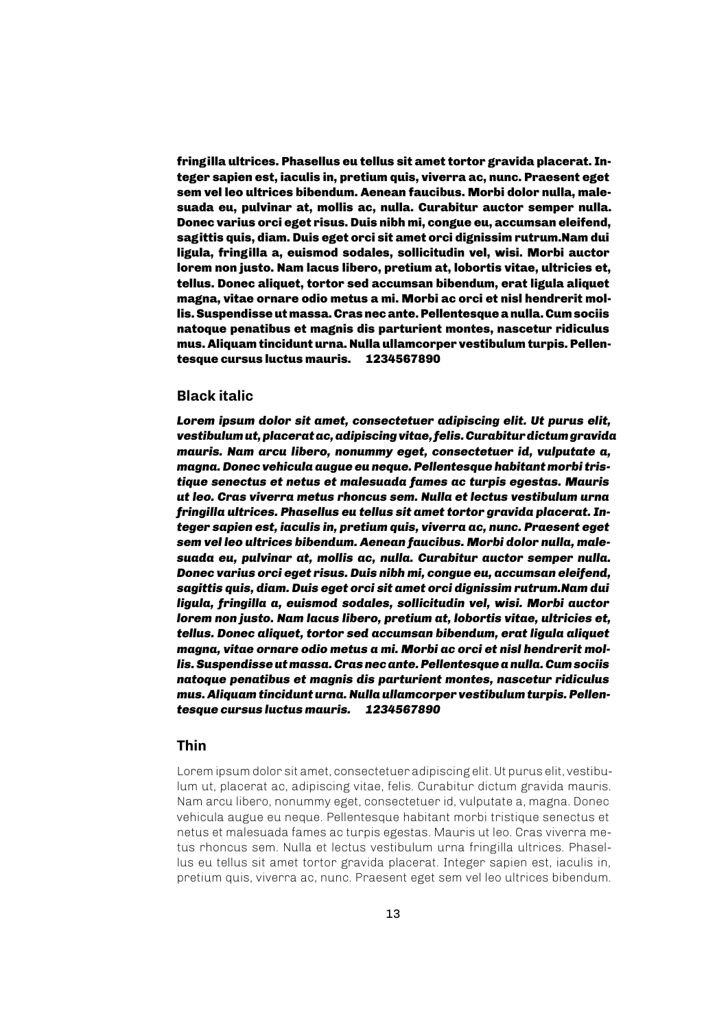**fringilla ultrices. Phasellus eu tellus sit amet tortor gravida placerat. Integer sapien est, iaculis in, pretium quis, viverra ac, nunc. Praesent eget sem vel leo ultrices bibendum. Aenean faucibus. Morbi dolor nulla, malesuada eu, pulvinar at, mollis ac, nulla. Curabitur auctor semper nulla. Donec varius orci eget risus. Duis nibh mi, congue eu, accumsan eleifend, sagittis quis, diam. Duis eget orci sit amet orci dignissim rutrum.Nam dui ligula, fringilla a, euismod sodales, sollicitudin vel, wisi. Morbi auctor lorem non justo. Nam lacus libero, pretium at, lobortis vitae, ultricies et, tellus. Donec aliquet, tortor sed accumsan bibendum, erat ligula aliquet magna, vitae ornare odio metus a mi. Morbi ac orci et nisl hendrerit mollis. Suspendisse ut massa. Cras nec ante. Pellentesque a nulla. Cum sociis natoque penatibus et magnis dis parturient montes, nascetur ridiculus mus. Aliquam tincidunt urna. Nulla ullamcorper vestibulum turpis. Pellentesque cursus luctus mauris. 1234567890**

### Black italic

***Lorem ipsum dolor sit amet, consectetuer adipiscing elit. Ut purus elit, vestibulum ut, placerat ac, adipiscing vitae, felis. Curabitur dictum gravida mauris. Nam arcu libero, nonummy eget, consectetuer id, vulputate a, magna. Donec vehicula augue eu neque. Pellentesque habitant morbi tristique senectus et netus et malesuada fames ac turpis egestas. Mauris ut leo. Cras viverra metus rhoncus sem. Nulla et lectus vestibulum urna fringilla ultrices. Phasellus eu tellus sit amet tortor gravida placerat. Integer sapien est, iaculis in, pretium quis, viverra ac, nunc. Praesent eget sem vel leo ultrices bibendum. Aenean faucibus. Morbi dolor nulla, malesuada eu, pulvinar at, mollis ac, nulla. Curabitur auctor semper nulla. Donec varius orci eget risus. Duis nibh mi, congue eu, accumsan eleifend, sagittis quis, diam. Duis eget orci sit amet orci dignissim rutrum.Nam dui ligula, fringilla a, euismod sodales, sollicitudin vel, wisi. Morbi auctor lorem non justo. Nam lacus libero, pretium at, lobortis vitae, ultricies et, tellus. Donec aliquet, tortor sed accumsan bibendum, erat ligula aliquet magna, vitae ornare odio metus a mi. Morbi ac orci et nisl hendrerit mollis. Suspendisse ut massa. Cras nec ante. Pellentesque a nulla. Cum sociis natoque penatibus et magnis dis parturient montes, nascetur ridiculus mus. Aliquam tincidunt urna. Nulla ullamcorper vestibulum turpis. Pellentesque cursus luctus mauris. 1234567890***

### Thin

Lorem ipsum dolor sit amet, consectetuer adipiscing elit. Ut purus elit, vestibulum ut, placerat ac, adipiscing vitae, felis. Curabitur dictum gravida mauris. Nam arcu libero, nonummy eget, consectetuer id, vulputate a, magna. Donec vehicula augue eu neque. Pellentesque habitant morbi tristique senectus et netus et malesuada fames ac turpis egestas. Mauris ut leo. Cras viverra metus rhoncus sem. Nulla et lectus vestibulum urna fringilla ultrices. Phasellus eu tellus sit amet tortor gravida placerat. Integer sapien est, iaculis in, pretium quis, viverra ac, nunc. Praesent eget sem vel leo ultrices bibendum.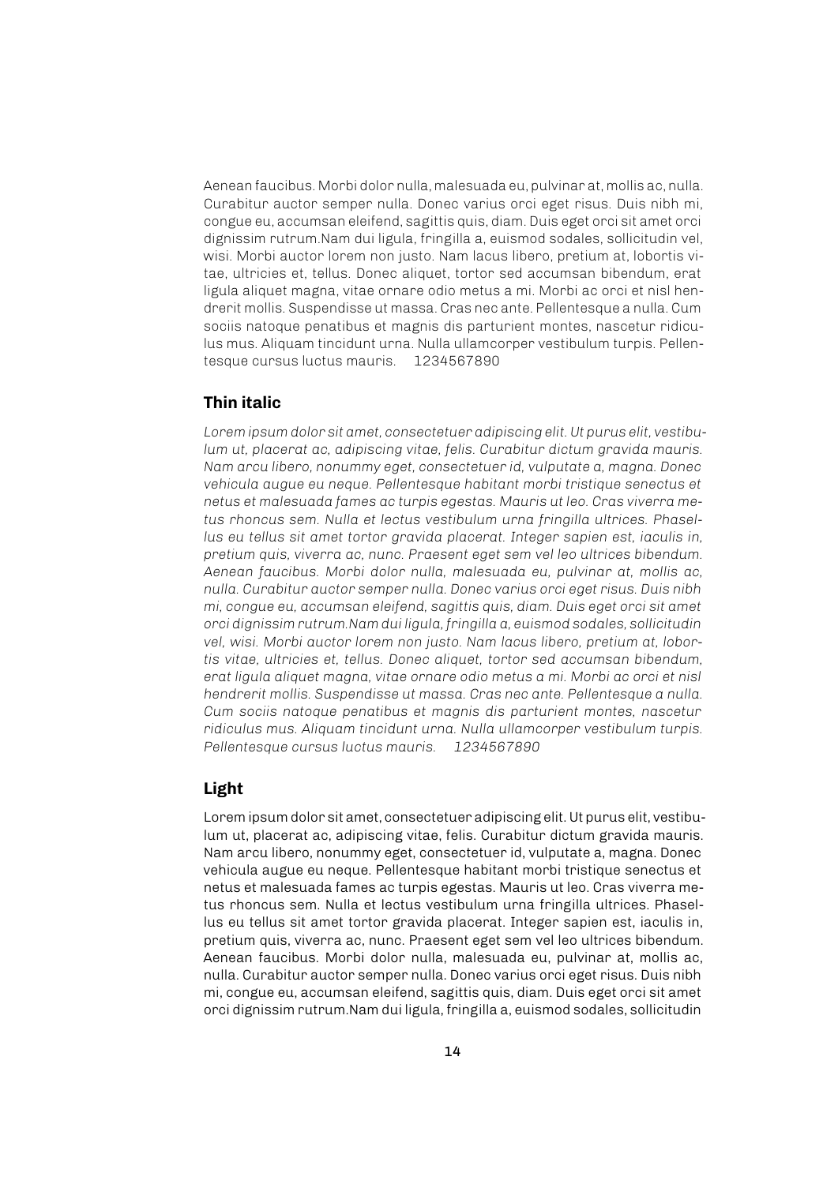Aenean faucibus. Morbi dolor nulla, malesuada eu, pulvinar at, mollis ac, nulla. Curabitur auctor semper nulla. Donec varius orci eget risus. Duis nibh mi, congue eu, accumsan eleifend, sagittis quis, diam. Duis eget orci sit amet orci dignissim rutrum.Nam dui ligula, fringilla a, euismod sodales, sollicitudin vel, wisi. Morbi auctor lorem non justo. Nam lacus libero, pretium at, lobortis vitae, ultricies et, tellus. Donec aliquet, tortor sed accumsan bibendum, erat ligula aliquet magna, vitae ornare odio metus a mi. Morbi ac orci et nisl hendrerit mollis. Suspendisse ut massa. Cras nec ante. Pellentesque a nulla. Cum sociis natoque penatibus et magnis dis parturient montes, nascetur ridiculus mus. Aliquam tincidunt urna. Nulla ullamcorper vestibulum turpis. Pellentesque cursus luctus mauris. 1234567890

## Thin italic

*Lorem ipsum dolor sit amet, consectetuer adipiscing elit. Ut purus elit, vestibulum ut, placerat ac, adipiscing vitae, felis. Curabitur dictum gravida mauris. Nam arcu libero, nonummy eget, consectetuer id, vulputate a, magna. Donec vehicula augue eu neque. Pellentesque habitant morbi tristique senectus et netus et malesuada fames ac turpis egestas. Mauris ut leo. Cras viverra metus rhoncus sem. Nulla et lectus vestibulum urna fringilla ultrices. Phasellus eu tellus sit amet tortor gravida placerat. Integer sapien est, iaculis in, pretium quis, viverra ac, nunc. Praesent eget sem vel leo ultrices bibendum. Aenean faucibus. Morbi dolor nulla, malesuada eu, pulvinar at, mollis ac, nulla. Curabitur auctor semper nulla. Donec varius orci eget risus. Duis nibh mi, congue eu, accumsan eleifend, sagittis quis, diam. Duis eget orci sit amet orci dignissim rutrum.Nam dui ligula, fringilla a, euismod sodales, sollicitudin vel, wisi. Morbi auctor lorem non justo. Nam lacus libero, pretium at, lobortis vitae, ultricies et, tellus. Donec aliquet, tortor sed accumsan bibendum, erat ligula aliquet magna, vitae ornare odio metus a mi. Morbi ac orci et nisl hendrerit mollis. Suspendisse ut massa. Cras nec ante. Pellentesque a nulla. Cum sociis natoque penatibus et magnis dis parturient montes, nascetur ridiculus mus. Aliquam tincidunt urna. Nulla ullamcorper vestibulum turpis. Pellentesque cursus luctus mauris. 1234567890*

## Light

Lorem ipsum dolor sit amet, consectetuer adipiscing elit. Ut purus elit, vestibulum ut, placerat ac, adipiscing vitae, felis. Curabitur dictum gravida mauris. Nam arcu libero, nonummy eget, consectetuer id, vulputate a, magna. Donec vehicula augue eu neque. Pellentesque habitant morbi tristique senectus et netus et malesuada fames ac turpis egestas. Mauris ut leo. Cras viverra metus rhoncus sem. Nulla et lectus vestibulum urna fringilla ultrices. Phasellus eu tellus sit amet tortor gravida placerat. Integer sapien est, iaculis in, pretium quis, viverra ac, nunc. Praesent eget sem vel leo ultrices bibendum. Aenean faucibus. Morbi dolor nulla, malesuada eu, pulvinar at, mollis ac, nulla. Curabitur auctor semper nulla. Donec varius orci eget risus. Duis nibh mi, congue eu, accumsan eleifend, sagittis quis, diam. Duis eget orci sit amet orci dignissim rutrum.Nam dui ligula, fringilla a, euismod sodales, sollicitudin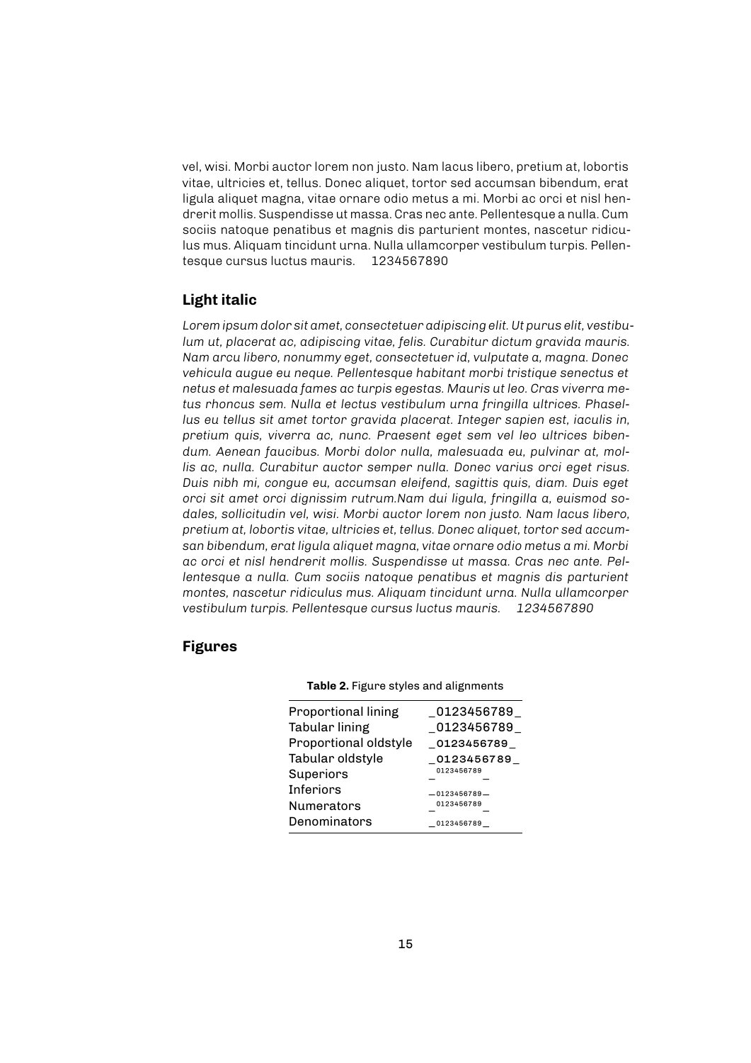vel, wisi. Morbi auctor lorem non justo. Nam lacus libero, pretium at, lobortis vitae, ultricies et, tellus. Donec aliquet, tortor sed accumsan bibendum, erat ligula aliquet magna, vitae ornare odio metus a mi. Morbi ac orci et nisl hendrerit mollis. Suspendisse ut massa. Cras nec ante. Pellentesque a nulla. Cum sociis natoque penatibus et magnis dis parturient montes, nascetur ridiculus mus. Aliquam tincidunt urna. Nulla ullamcorper vestibulum turpis. Pellentesque cursus luctus mauris. 1234567890

## Light italic

*Lorem ipsum dolor sit amet, consectetuer adipiscing elit. Ut purus elit, vestibulum ut, placerat ac, adipiscing vitae, felis. Curabitur dictum gravida mauris. Nam arcu libero, nonummy eget, consectetuer id, vulputate a, magna. Donec vehicula augue eu neque. Pellentesque habitant morbi tristique senectus et netus et malesuada fames ac turpis egestas. Mauris ut leo. Cras viverra metus rhoncus sem. Nulla et lectus vestibulum urna fringilla ultrices. Phasellus eu tellus sit amet tortor gravida placerat. Integer sapien est, iaculis in, pretium quis, viverra ac, nunc. Praesent eget sem vel leo ultrices bibendum. Aenean faucibus. Morbi dolor nulla, malesuada eu, pulvinar at, mollis ac, nulla. Curabitur auctor semper nulla. Donec varius orci eget risus. Duis nibh mi, congue eu, accumsan eleifend, sagittis quis, diam. Duis eget orci sit amet orci dignissim rutrum.Nam dui ligula, fringilla a, euismod sodales, sollicitudin vel, wisi. Morbi auctor lorem non justo. Nam lacus libero, pretium at, lobortis vitae, ultricies et, tellus. Donec aliquet, tortor sed accumsan bibendum, erat ligula aliquet magna, vitae ornare odio metus a mi. Morbi ac orci et nisl hendrerit mollis. Suspendisse ut massa. Cras nec ante. Pellentesque a nulla. Cum sociis natoque penatibus et magnis dis parturient montes, nascetur ridiculus mus. Aliquam tincidunt urna. Nulla ullamcorper vestibulum turpis. Pellentesque cursus luctus mauris. 1234567890*

## Figures

**Table 2.** Figure styles and alignments

| | |
|---|---|
| Proportional lining | _0123456789_ |
| Tabular lining | _0123456789_ |
| Proportional oldstyle | _0123456789_ |
| Tabular oldstyle | _0123456789_ |
| Superiors | _0123456789_ |
| Inferiors | _0123456789_ |
| Numerators | _0123456789_ |
| Denominators | _0123456789_ |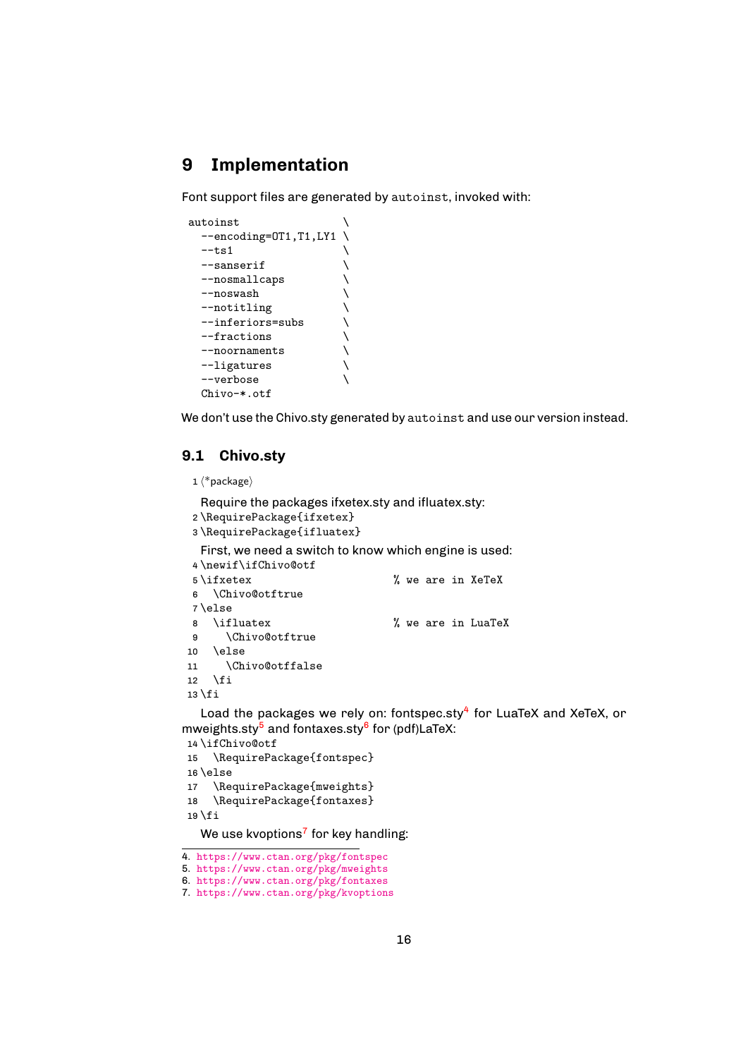# 9 Implementation

Font support files are generated by `autoinst`, invoked with:

```
autoinst                   \
  --encoding=OT1,T1,LY1 \
  --ts1                    \
  --sanserif               \
  --nosmallcaps            \
  --noswash                \
  --notitling              \
  --inferiors=subs         \
  --fractions              \
  --noornaments            \
  --ligatures              \
  --verbose                \
  Chivo-*.otf
```

We don't use the Chivo.sty generated by `autoinst` and use our version instead.

## 9.1 Chivo.sty

```
1 ⟨*package⟩
```

Require the packages ifxetex.sty and ifluatex.sty:

```
2 \RequirePackage{ifxetex}
3 \RequirePackage{ifluatex}
```

First, we need a switch to know which engine is used:

```
4 \newif\ifChivo@otf
5 \ifxetex                        % we are in XeTeX
6   \Chivo@otftrue
7 \else
8   \ifluatex                     % we are in LuaTeX
9     \Chivo@otftrue
10  \else
11    \Chivo@otffalse
12  \fi
13 \fi
```

Load the packages we rely on: fontspec.sty[4] for LuaTeX and XeTeX, or mweights.sty[5] and fontaxes.sty[6] for (pdf)LaTeX:

```
14 \ifChivo@otf
15   \RequirePackage{fontspec}
16 \else
17   \RequirePackage{mweights}
18   \RequirePackage{fontaxes}
19 \fi
```

We use kvoptions[7] for key handling:

4. https://www.ctan.org/pkg/fontspec
5. https://www.ctan.org/pkg/mweights
6. https://www.ctan.org/pkg/fontaxes
7. https://www.ctan.org/pkg/kvoptions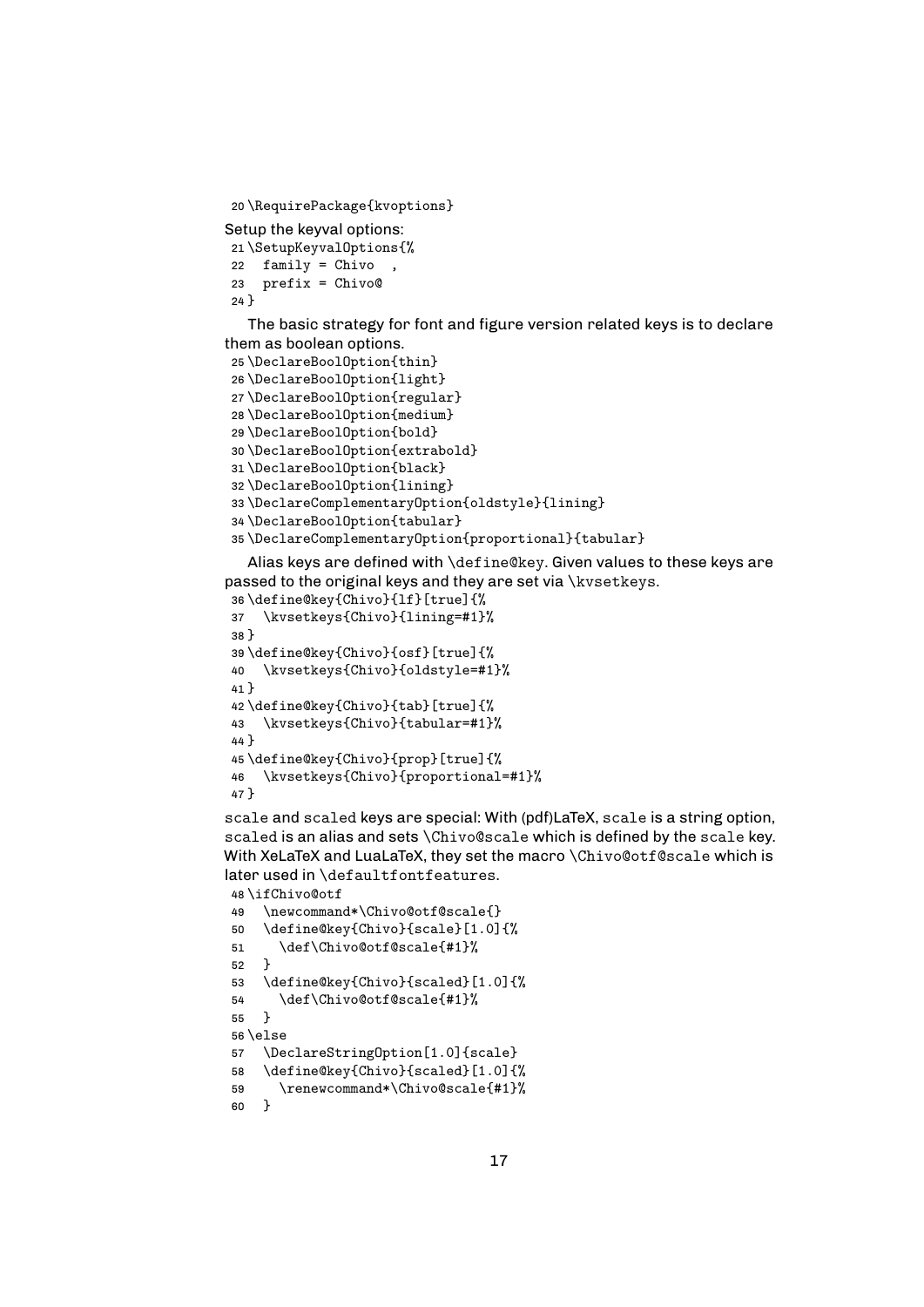```
20 \RequirePackage{kvoptions}
```

Setup the keyval options:

```
21 \SetupKeyvalOptions{%
22   family = Chivo  ,
23   prefix = Chivo@
24 }
```

The basic strategy for font and figure version related keys is to declare them as boolean options.

```
25 \DeclareBoolOption{thin}
26 \DeclareBoolOption{light}
27 \DeclareBoolOption{regular}
28 \DeclareBoolOption{medium}
29 \DeclareBoolOption{bold}
30 \DeclareBoolOption{extrabold}
31 \DeclareBoolOption{black}
32 \DeclareBoolOption{lining}
33 \DeclareComplementaryOption{oldstyle}{lining}
34 \DeclareBoolOption{tabular}
35 \DeclareComplementaryOption{proportional}{tabular}
```

Alias keys are defined with `\define@key`. Given values to these keys are passed to the original keys and they are set via `\kvsetkeys`.

```
36 \define@key{Chivo}{lf}[true]{%
37   \kvsetkeys{Chivo}{lining=#1}%
38 }
39 \define@key{Chivo}{osf}[true]{%
40   \kvsetkeys{Chivo}{oldstyle=#1}%
41 }
42 \define@key{Chivo}{tab}[true]{%
43   \kvsetkeys{Chivo}{tabular=#1}%
44 }
45 \define@key{Chivo}{prop}[true]{%
46   \kvsetkeys{Chivo}{proportional=#1}%
47 }
```

`scale` and `scaled` keys are special: With (pdf)LaTeX, `scale` is a string option, `scaled` is an alias and sets `\Chivo@scale` which is defined by the `scale` key. With XeLaTeX and LuaLaTeX, they set the macro `\Chivo@otf@scale` which is later used in `\defaultfontfeatures`.

```
48 \ifChivo@otf
49   \newcommand*\Chivo@otf@scale{}
50   \define@key{Chivo}{scale}[1.0]{%
51     \def\Chivo@otf@scale{#1}%
52   }
53   \define@key{Chivo}{scaled}[1.0]{%
54     \def\Chivo@otf@scale{#1}%
55   }
56 \else
57   \DeclareStringOption[1.0]{scale}
58   \define@key{Chivo}{scaled}[1.0]{%
59     \renewcommand*\Chivo@scale{#1}%
60   }
```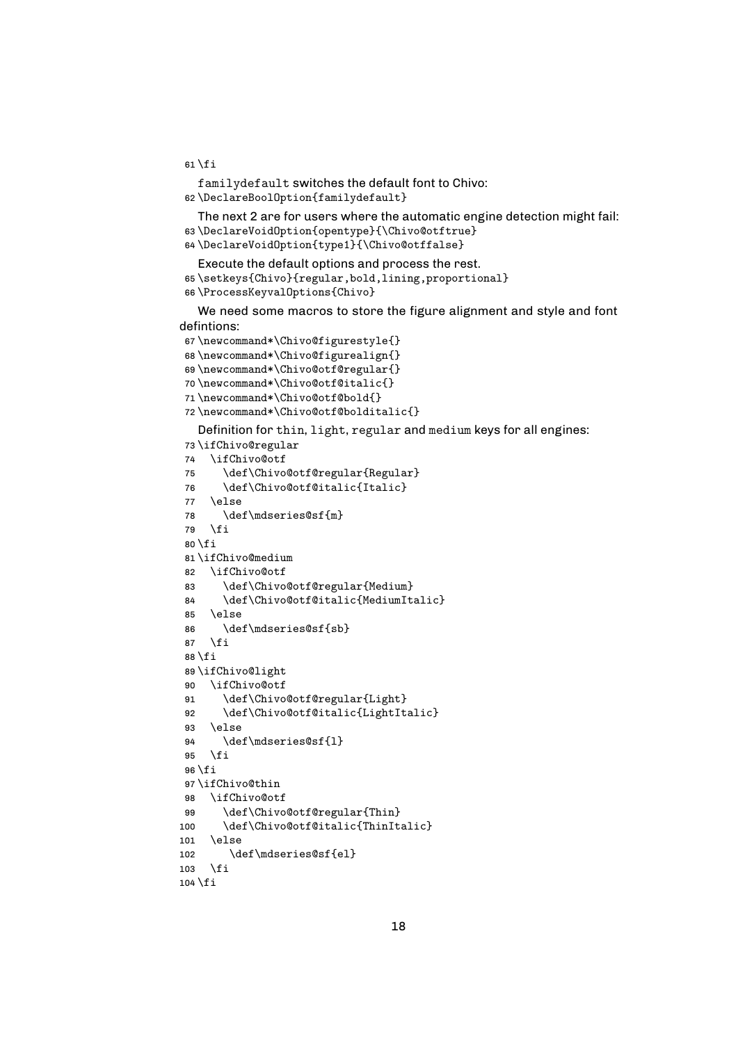```
61 \fi
```

familydefault switches the default font to Chivo:

```
62 \DeclareBoolOption{familydefault}
```

The next 2 are for users where the automatic engine detection might fail:

```
63 \DeclareVoidOption{opentype}{\Chivo@otftrue}
64 \DeclareVoidOption{type1}{\Chivo@otffalse}
```

Execute the default options and process the rest.

```
65 \setkeys{Chivo}{regular,bold,lining,proportional}
66 \ProcessKeyvalOptions{Chivo}
```

We need some macros to store the figure alignment and style and font defintions:

```
67 \newcommand*\Chivo@figurestyle{}
68 \newcommand*\Chivo@figurealign{}
69 \newcommand*\Chivo@otf@regular{}
70 \newcommand*\Chivo@otf@italic{}
71 \newcommand*\Chivo@otf@bold{}
72 \newcommand*\Chivo@otf@bolditalic{}
```

Definition for thin, light, regular and medium keys for all engines:

```
73 \ifChivo@regular
74   \ifChivo@otf
75     \def\Chivo@otf@regular{Regular}
76     \def\Chivo@otf@italic{Italic}
77   \else
78     \def\mdseries@sf{m}
79   \fi
80 \fi
81 \ifChivo@medium
82   \ifChivo@otf
83     \def\Chivo@otf@regular{Medium}
84     \def\Chivo@otf@italic{MediumItalic}
85   \else
86     \def\mdseries@sf{sb}
87   \fi
88 \fi
89 \ifChivo@light
90   \ifChivo@otf
91     \def\Chivo@otf@regular{Light}
92     \def\Chivo@otf@italic{LightItalic}
93   \else
94     \def\mdseries@sf{l}
95   \fi
96 \fi
97 \ifChivo@thin
98   \ifChivo@otf
99     \def\Chivo@otf@regular{Thin}
100    \def\Chivo@otf@italic{ThinItalic}
101  \else
102     \def\mdseries@sf{el}
103  \fi
104 \fi
```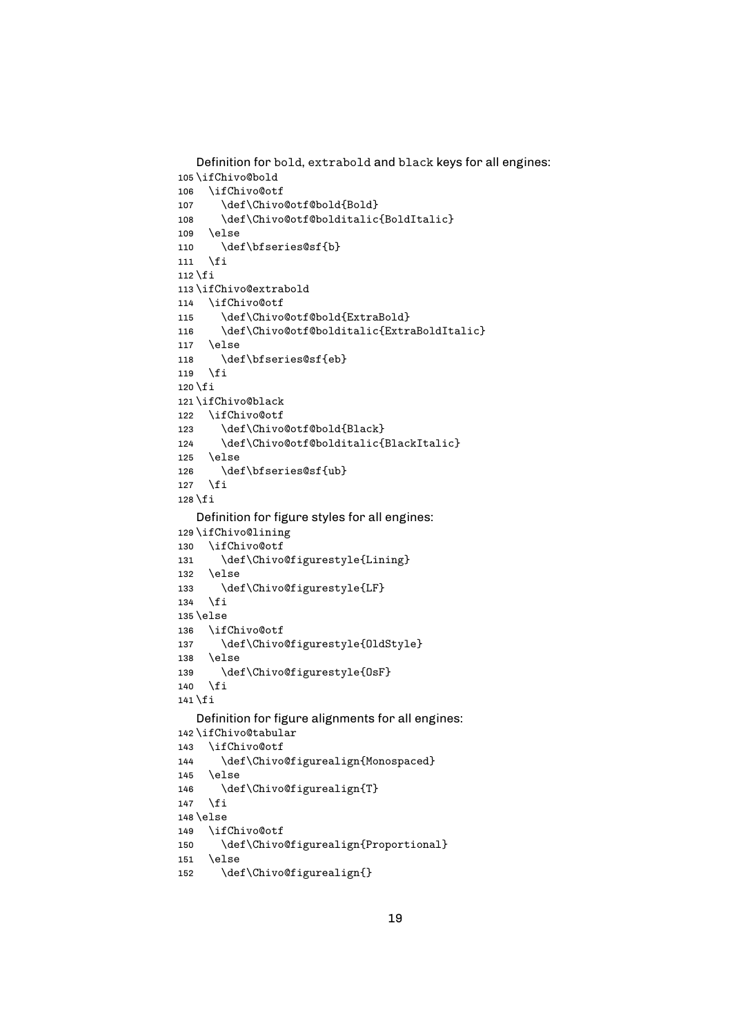Definition for bold, extrabold and black keys for all engines:

```
105 \ifChivo@bold
106   \ifChivo@otf
107     \def\Chivo@otf@bold{Bold}
108     \def\Chivo@otf@bolditalic{BoldItalic}
109   \else
110     \def\bfseries@sf{b}
111   \fi
112 \fi
113 \ifChivo@extrabold
114   \ifChivo@otf
115     \def\Chivo@otf@bold{ExtraBold}
116     \def\Chivo@otf@bolditalic{ExtraBoldItalic}
117   \else
118     \def\bfseries@sf{eb}
119   \fi
120 \fi
121 \ifChivo@black
122   \ifChivo@otf
123     \def\Chivo@otf@bold{Black}
124     \def\Chivo@otf@bolditalic{BlackItalic}
125   \else
126     \def\bfseries@sf{ub}
127   \fi
128 \fi
```

Definition for figure styles for all engines:

```
129 \ifChivo@lining
130   \ifChivo@otf
131     \def\Chivo@figurestyle{Lining}
132   \else
133     \def\Chivo@figurestyle{LF}
134   \fi
135 \else
136   \ifChivo@otf
137     \def\Chivo@figurestyle{OldStyle}
138   \else
139     \def\Chivo@figurestyle{OsF}
140   \fi
141 \fi
```

Definition for figure alignments for all engines:

```
142 \ifChivo@tabular
143   \ifChivo@otf
144     \def\Chivo@figurealign{Monospaced}
145   \else
146     \def\Chivo@figurealign{T}
147   \fi
148 \else
149   \ifChivo@otf
150     \def\Chivo@figurealign{Proportional}
151   \else
152     \def\Chivo@figurealign{}
```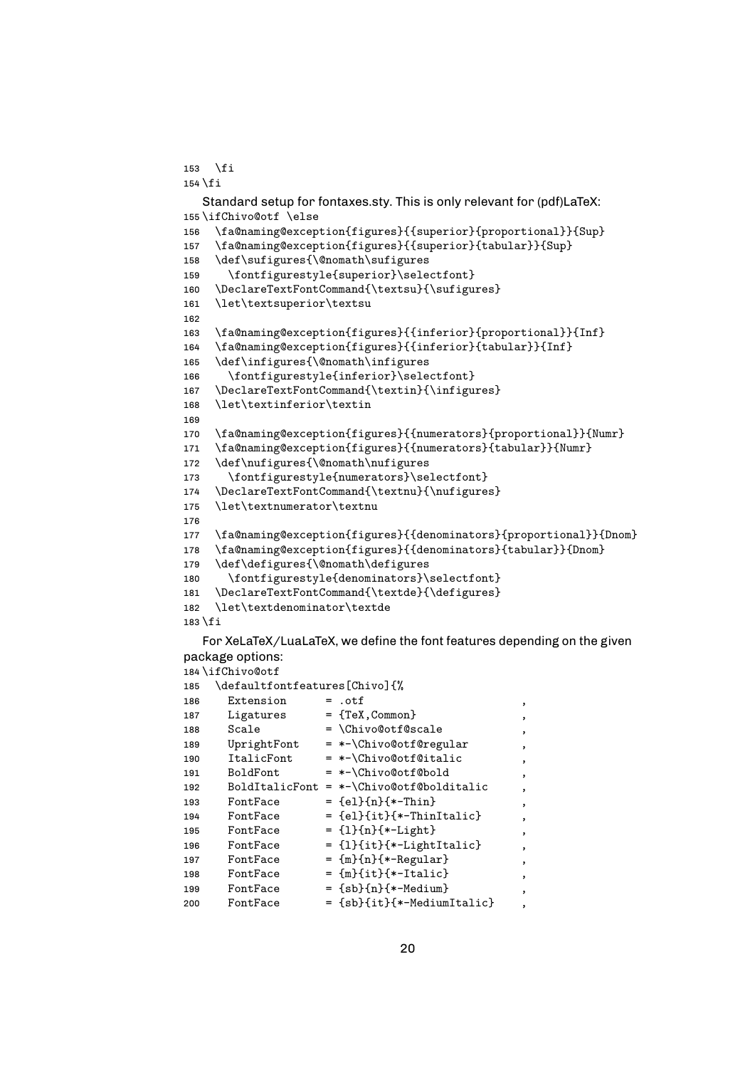```
153   \fi
154 \fi
```

Standard setup for fontaxes.sty. This is only relevant for (pdf)LaTeX:

```
155 \ifChivo@otf \else
156   \fa@naming@exception{figures}{{superior}{proportional}}{Sup}
157   \fa@naming@exception{figures}{{superior}{tabular}}{Sup}
158   \def\sufigures{\@nomath\sufigures
159     \fontfigurestyle{superior}\selectfont}
160   \DeclareTextFontCommand{\textsu}{\sufigures}
161   \let\textsuperior\textsu
162
163   \fa@naming@exception{figures}{{inferior}{proportional}}{Inf}
164   \fa@naming@exception{figures}{{inferior}{tabular}}{Inf}
165   \def\infigures{\@nomath\infigures
166     \fontfigurestyle{inferior}\selectfont}
167   \DeclareTextFontCommand{\textin}{\infigures}
168   \let\textinferior\textin
169
170   \fa@naming@exception{figures}{{numerators}{proportional}}{Numr}
171   \fa@naming@exception{figures}{{numerators}{tabular}}{Numr}
172   \def\nufigures{\@nomath\nufigures
173     \fontfigurestyle{numerators}\selectfont}
174   \DeclareTextFontCommand{\textnu}{\nufigures}
175   \let\textnumerator\textnu
176
177   \fa@naming@exception{figures}{{denominators}{proportional}}{Dnom}
178   \fa@naming@exception{figures}{{denominators}{tabular}}{Dnom}
179   \def\defigures{\@nomath\defigures
180     \fontfigurestyle{denominators}\selectfont}
181   \DeclareTextFontCommand{\textde}{\defigures}
182   \let\textdenominator\textde
183 \fi
```

For XeLaTeX/LuaLaTeX, we define the font features depending on the given package options:

```
184 \ifChivo@otf
185   \defaultfontfeatures[Chivo]{%
186     Extension      = .otf                       ,
187     Ligatures      = {TeX,Common}               ,
188     Scale          = \Chivo@otf@scale           ,
189     UprightFont    = *-\Chivo@otf@regular       ,
190     ItalicFont     = *-\Chivo@otf@italic        ,
191     BoldFont       = *-\Chivo@otf@bold          ,
192     BoldItalicFont = *-\Chivo@otf@bolditalic    ,
193     FontFace       = {el}{n}{*-Thin}            ,
194     FontFace       = {el}{it}{*-ThinItalic}     ,
195     FontFace       = {l}{n}{*-Light}            ,
196     FontFace       = {l}{it}{*-LightItalic}     ,
197     FontFace       = {m}{n}{*-Regular}          ,
198     FontFace       = {m}{it}{*-Italic}          ,
199     FontFace       = {sb}{n}{*-Medium}          ,
200     FontFace       = {sb}{it}{*-MediumItalic}   ,
```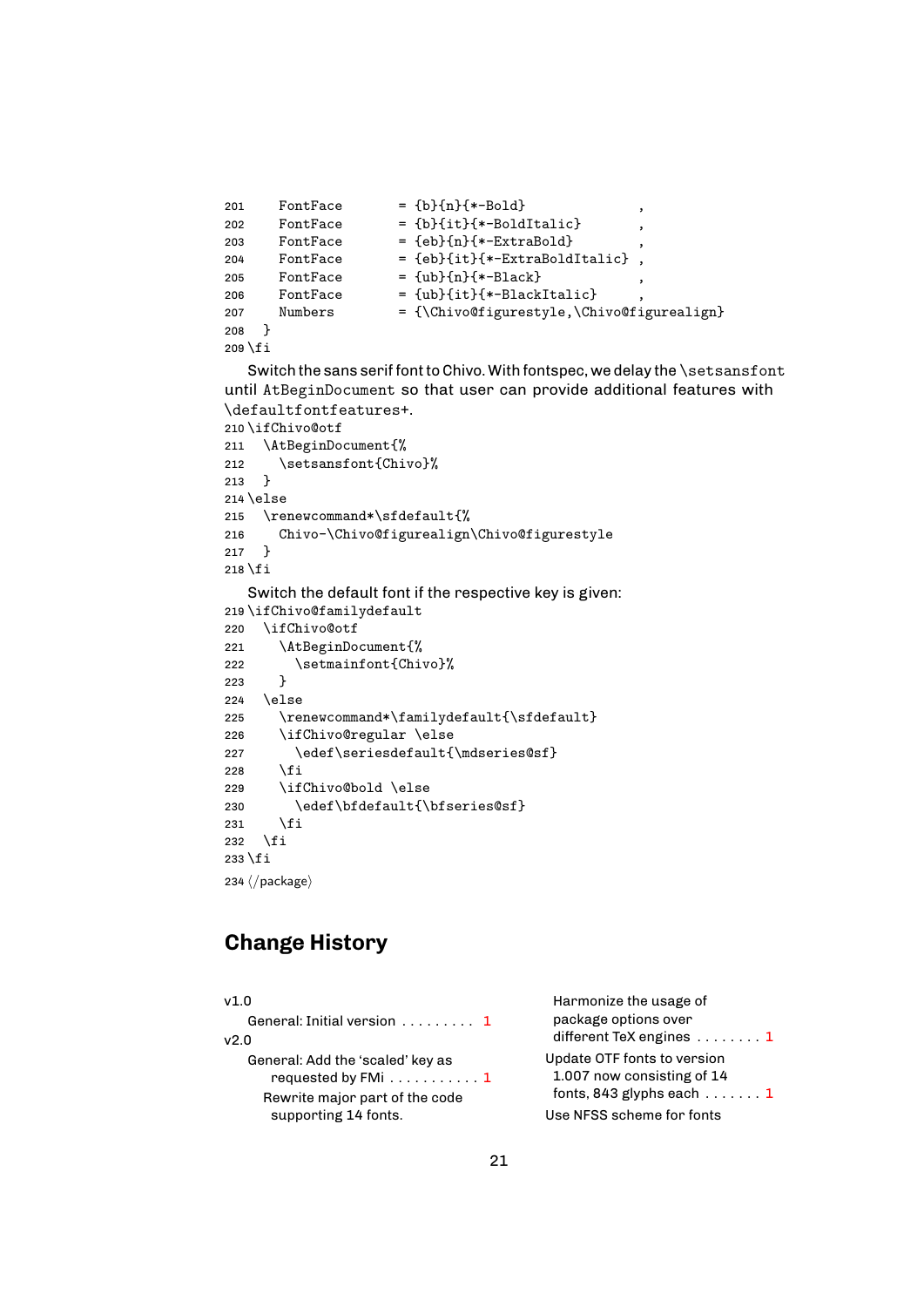```
201     FontFace        = {b}{n}{*-Bold}               ,
202     FontFace        = {b}{it}{*-BoldItalic}        ,
203     FontFace        = {eb}{n}{*-ExtraBold}         ,
204     FontFace        = {eb}{it}{*-ExtraBoldItalic}  ,
205     FontFace        = {ub}{n}{*-Black}             ,
206     FontFace        = {ub}{it}{*-BlackItalic}      ,
207     Numbers         = {\Chivo@figurestyle,\Chivo@figurealign}
208   }
209 \fi
```

Switch the sans serif font to Chivo. With fontspec, we delay the `\setsansfont` until `AtBeginDocument` so that user can provide additional features with `\defaultfontfeatures+`.

```
210 \ifChivo@otf
211   \AtBeginDocument{%
212     \setsansfont{Chivo}%
213   }
214 \else
215   \renewcommand*\sfdefault{%
216     Chivo-\Chivo@figurealign\Chivo@figurestyle
217   }
218 \fi
```

Switch the default font if the respective key is given:

```
219 \ifChivo@familydefault
220   \ifChivo@otf
221     \AtBeginDocument{%
222       \setmainfont{Chivo}%
223     }
224   \else
225     \renewcommand*\familydefault{\sfdefault}
226     \ifChivo@regular \else
227       \edef\seriesdefault{\mdseries@sf}
228     \fi
229     \ifChivo@bold \else
230       \edef\bfdefault{\bfseries@sf}
231     \fi
232   \fi
233 \fi
234 ⟨/package⟩
```

# Change History

v1.0

  General: Initial version . . . . . . . . . 1

v2.0

  General: Add the 'scaled' key as requested by FMi . . . . . . . . . . . 1

  Rewrite major part of the code supporting 14 fonts. Harmonize the usage of package options over different TeX engines . . . . . . . . 1

  Update OTF fonts to version 1.007 now consisting of 14 fonts, 843 glyphs each . . . . . . . 1

  Use NFSS scheme for fonts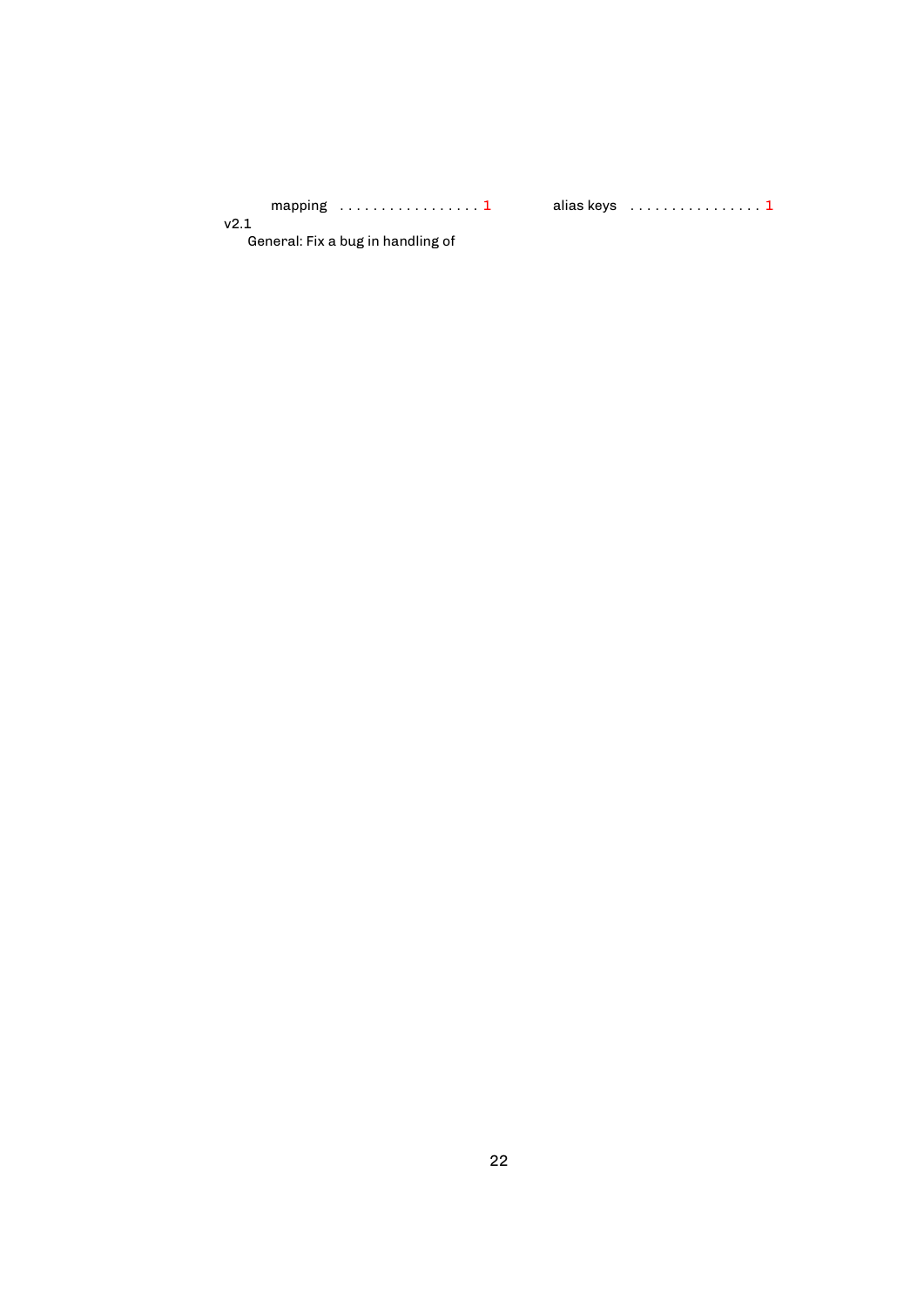mapping . . . . . . . . . . . . . . . . . 1

v2.1

General: Fix a bug in handling of alias keys . . . . . . . . . . . . . . . . 1